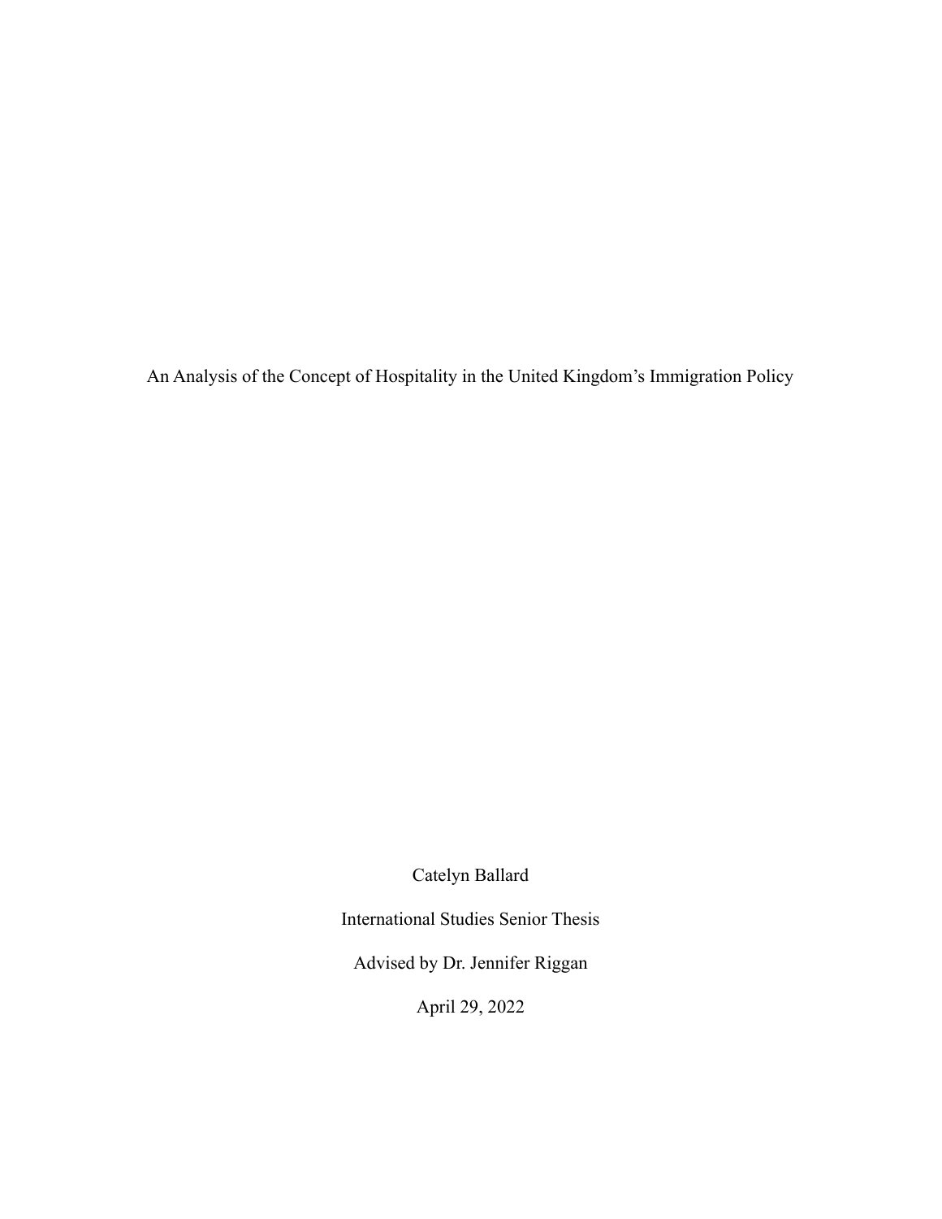# An Analysis of the Concept of Hospitality in the United Kingdom's Immigration Policy

Catelyn Ballard

International Studies Senior Thesis

Advised by Dr. Jennifer Riggan

April 29, 2022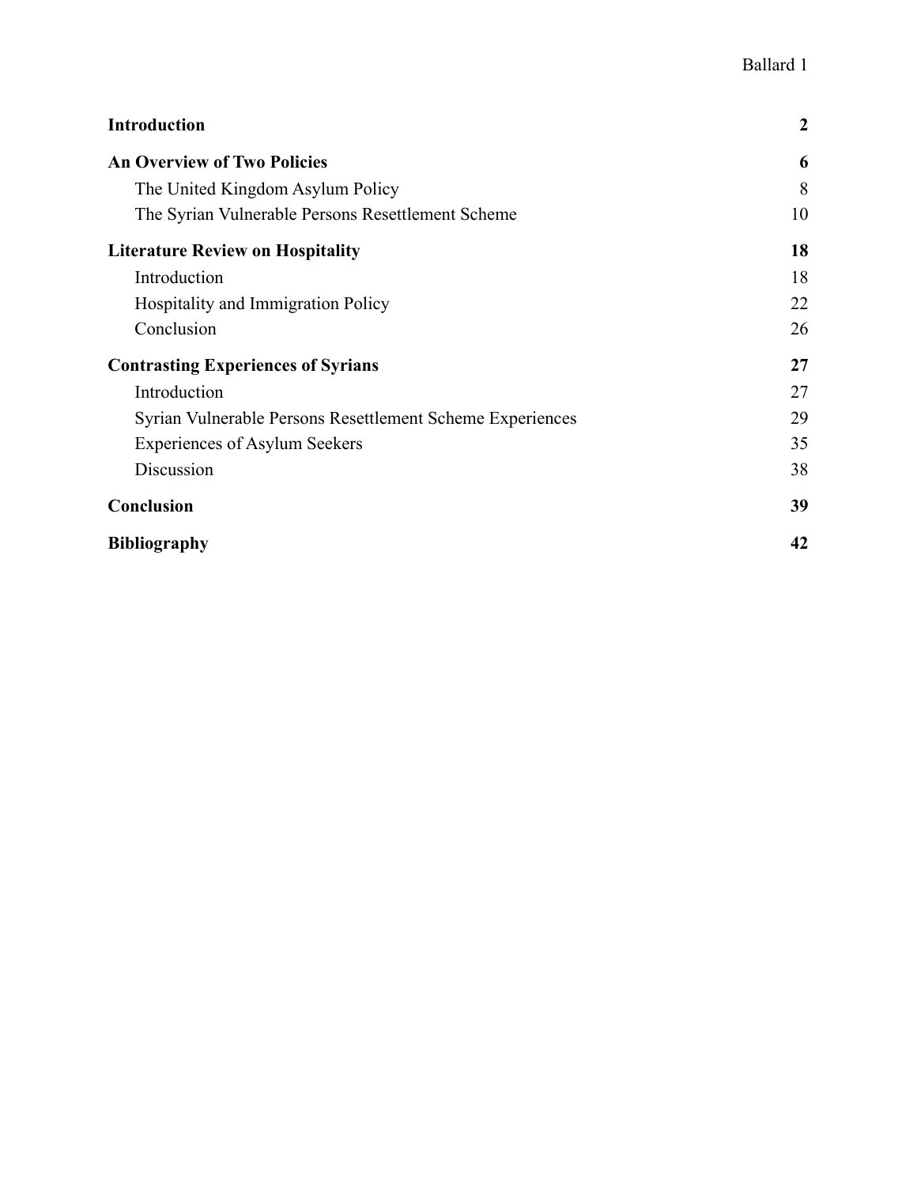**Introduction** 2

**An Overview of Two Policies** 6

- The United Kingdom Asylum Policy 8
- The Syrian Vulnerable Persons Resettlement Scheme 10

**Literature Review on Hospitality** 18

- Introduction 18
- Hospitality and Immigration Policy 22
- Conclusion 26

**Contrasting Experiences of Syrians** 27

- Introduction 27
- Syrian Vulnerable Persons Resettlement Scheme Experiences 29
- Experiences of Asylum Seekers 35
- Discussion 38

**Conclusion** 39

**Bibliography** 42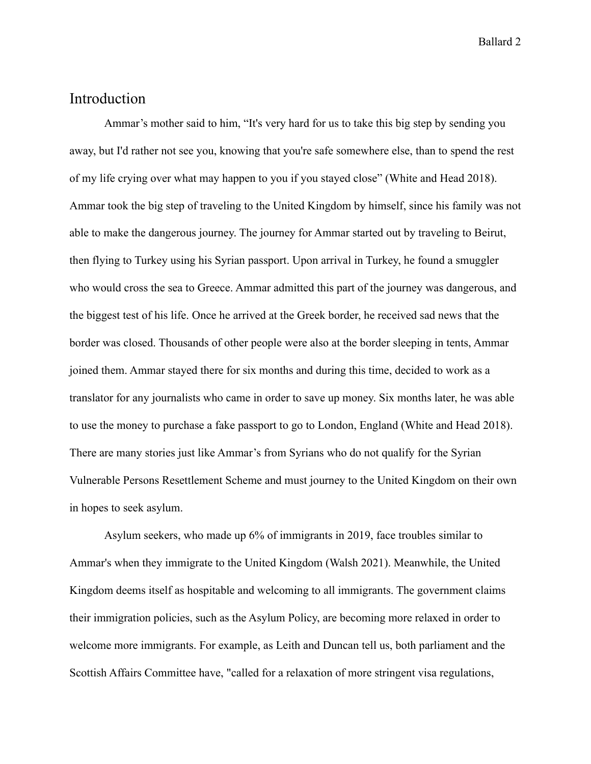# Introduction

Ammar's mother said to him, "It's very hard for us to take this big step by sending you away, but I'd rather not see you, knowing that you're safe somewhere else, than to spend the rest of my life crying over what may happen to you if you stayed close" (White and Head 2018). Ammar took the big step of traveling to the United Kingdom by himself, since his family was not able to make the dangerous journey. The journey for Ammar started out by traveling to Beirut, then flying to Turkey using his Syrian passport. Upon arrival in Turkey, he found a smuggler who would cross the sea to Greece. Ammar admitted this part of the journey was dangerous, and the biggest test of his life. Once he arrived at the Greek border, he received sad news that the border was closed. Thousands of other people were also at the border sleeping in tents, Ammar joined them. Ammar stayed there for six months and during this time, decided to work as a translator for any journalists who came in order to save up money. Six months later, he was able to use the money to purchase a fake passport to go to London, England (White and Head 2018). There are many stories just like Ammar's from Syrians who do not qualify for the Syrian Vulnerable Persons Resettlement Scheme and must journey to the United Kingdom on their own in hopes to seek asylum.

Asylum seekers, who made up 6% of immigrants in 2019, face troubles similar to Ammar's when they immigrate to the United Kingdom (Walsh 2021). Meanwhile, the United Kingdom deems itself as hospitable and welcoming to all immigrants. The government claims their immigration policies, such as the Asylum Policy, are becoming more relaxed in order to welcome more immigrants. For example, as Leith and Duncan tell us, both parliament and the Scottish Affairs Committee have, "called for a relaxation of more stringent visa regulations,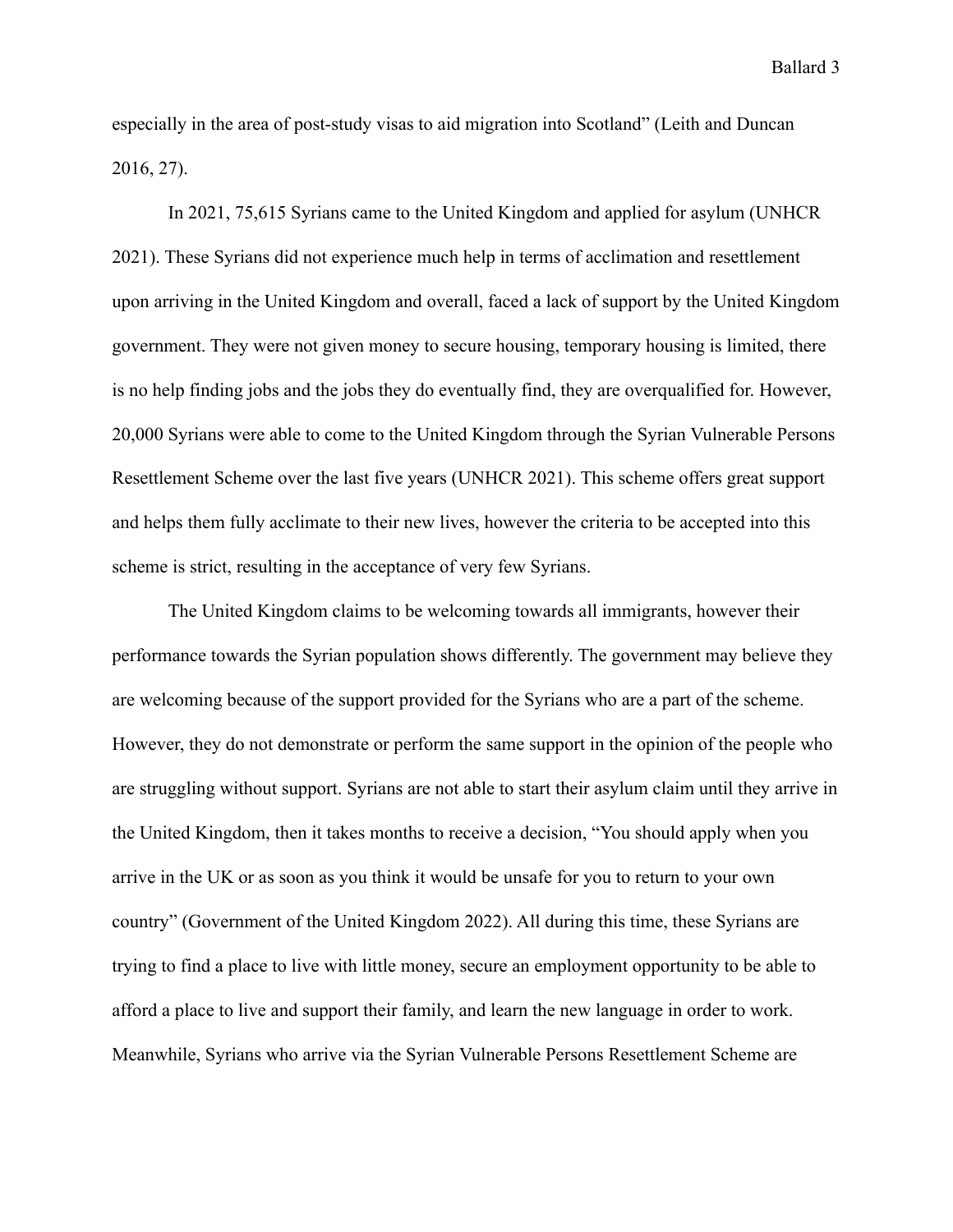especially in the area of post-study visas to aid migration into Scotland" (Leith and Duncan 2016, 27).

In 2021, 75,615 Syrians came to the United Kingdom and applied for asylum (UNHCR 2021). These Syrians did not experience much help in terms of acclimation and resettlement upon arriving in the United Kingdom and overall, faced a lack of support by the United Kingdom government. They were not given money to secure housing, temporary housing is limited, there is no help finding jobs and the jobs they do eventually find, they are overqualified for. However, 20,000 Syrians were able to come to the United Kingdom through the Syrian Vulnerable Persons Resettlement Scheme over the last five years (UNHCR 2021). This scheme offers great support and helps them fully acclimate to their new lives, however the criteria to be accepted into this scheme is strict, resulting in the acceptance of very few Syrians.

The United Kingdom claims to be welcoming towards all immigrants, however their performance towards the Syrian population shows differently. The government may believe they are welcoming because of the support provided for the Syrians who are a part of the scheme. However, they do not demonstrate or perform the same support in the opinion of the people who are struggling without support. Syrians are not able to start their asylum claim until they arrive in the United Kingdom, then it takes months to receive a decision, "You should apply when you arrive in the UK or as soon as you think it would be unsafe for you to return to your own country" (Government of the United Kingdom 2022). All during this time, these Syrians are trying to find a place to live with little money, secure an employment opportunity to be able to afford a place to live and support their family, and learn the new language in order to work. Meanwhile, Syrians who arrive via the Syrian Vulnerable Persons Resettlement Scheme are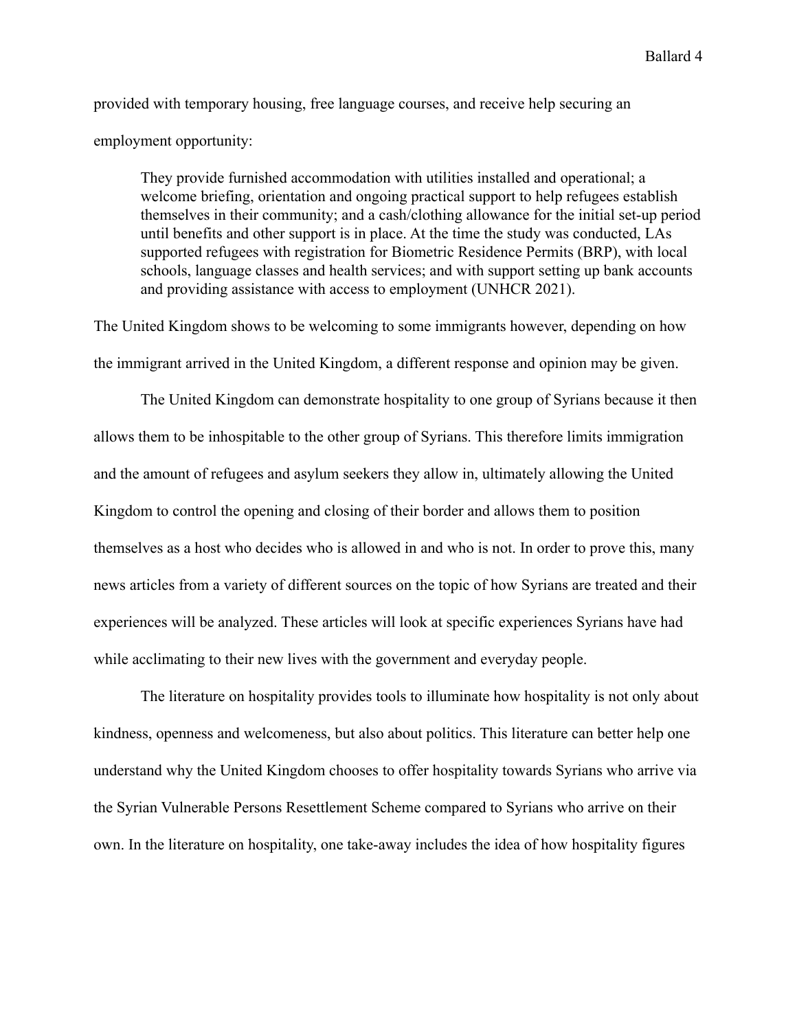provided with temporary housing, free language courses, and receive help securing an employment opportunity:

> They provide furnished accommodation with utilities installed and operational; a welcome briefing, orientation and ongoing practical support to help refugees establish themselves in their community; and a cash/clothing allowance for the initial set-up period until benefits and other support is in place. At the time the study was conducted, LAs supported refugees with registration for Biometric Residence Permits (BRP), with local schools, language classes and health services; and with support setting up bank accounts and providing assistance with access to employment (UNHCR 2021).

The United Kingdom shows to be welcoming to some immigrants however, depending on how the immigrant arrived in the United Kingdom, a different response and opinion may be given.

The United Kingdom can demonstrate hospitality to one group of Syrians because it then allows them to be inhospitable to the other group of Syrians. This therefore limits immigration and the amount of refugees and asylum seekers they allow in, ultimately allowing the United Kingdom to control the opening and closing of their border and allows them to position themselves as a host who decides who is allowed in and who is not. In order to prove this, many news articles from a variety of different sources on the topic of how Syrians are treated and their experiences will be analyzed. These articles will look at specific experiences Syrians have had while acclimating to their new lives with the government and everyday people.

The literature on hospitality provides tools to illuminate how hospitality is not only about kindness, openness and welcomeness, but also about politics. This literature can better help one understand why the United Kingdom chooses to offer hospitality towards Syrians who arrive via the Syrian Vulnerable Persons Resettlement Scheme compared to Syrians who arrive on their own. In the literature on hospitality, one take-away includes the idea of how hospitality figures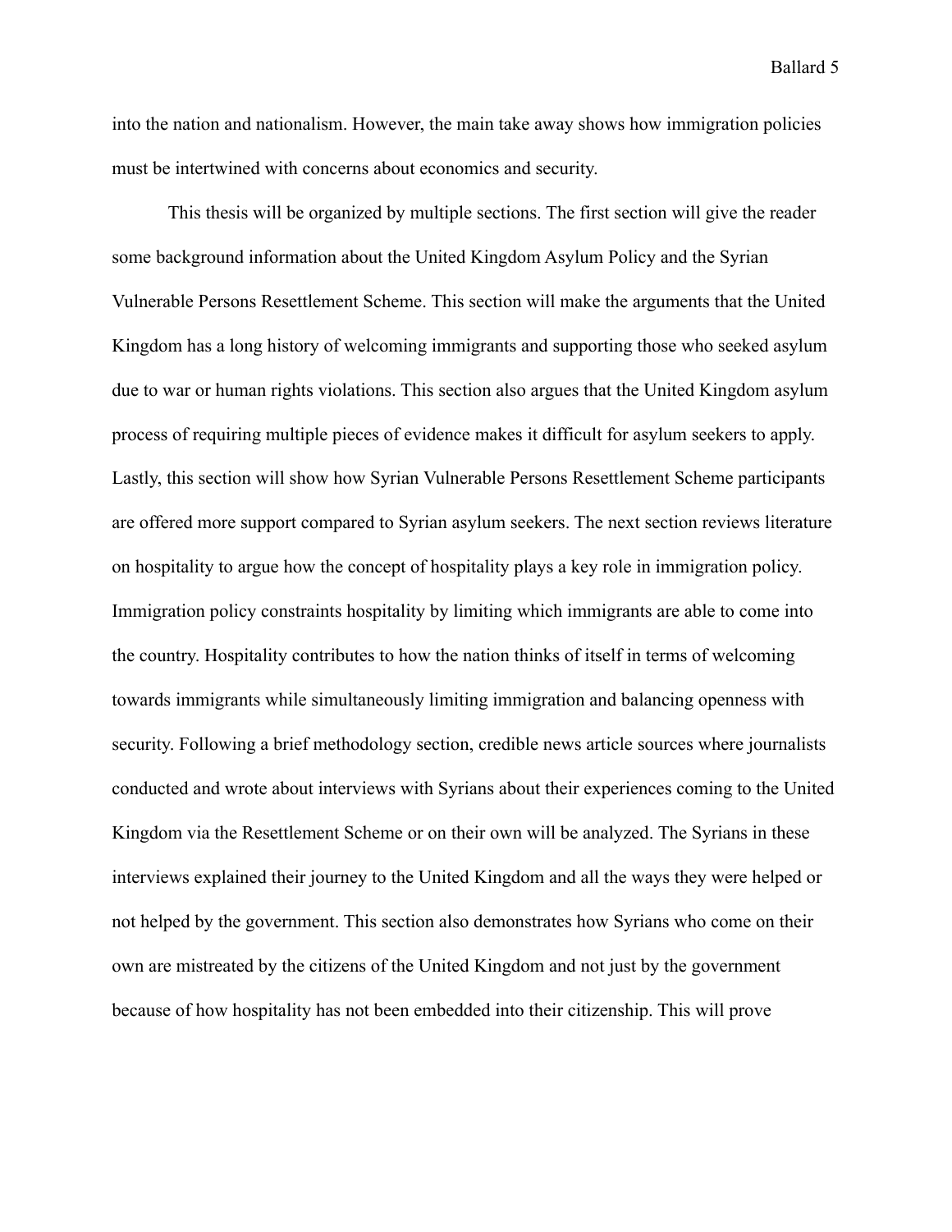into the nation and nationalism. However, the main take away shows how immigration policies must be intertwined with concerns about economics and security.

This thesis will be organized by multiple sections. The first section will give the reader some background information about the United Kingdom Asylum Policy and the Syrian Vulnerable Persons Resettlement Scheme. This section will make the arguments that the United Kingdom has a long history of welcoming immigrants and supporting those who seeked asylum due to war or human rights violations. This section also argues that the United Kingdom asylum process of requiring multiple pieces of evidence makes it difficult for asylum seekers to apply. Lastly, this section will show how Syrian Vulnerable Persons Resettlement Scheme participants are offered more support compared to Syrian asylum seekers. The next section reviews literature on hospitality to argue how the concept of hospitality plays a key role in immigration policy. Immigration policy constraints hospitality by limiting which immigrants are able to come into the country. Hospitality contributes to how the nation thinks of itself in terms of welcoming towards immigrants while simultaneously limiting immigration and balancing openness with security. Following a brief methodology section, credible news article sources where journalists conducted and wrote about interviews with Syrians about their experiences coming to the United Kingdom via the Resettlement Scheme or on their own will be analyzed. The Syrians in these interviews explained their journey to the United Kingdom and all the ways they were helped or not helped by the government. This section also demonstrates how Syrians who come on their own are mistreated by the citizens of the United Kingdom and not just by the government because of how hospitality has not been embedded into their citizenship. This will prove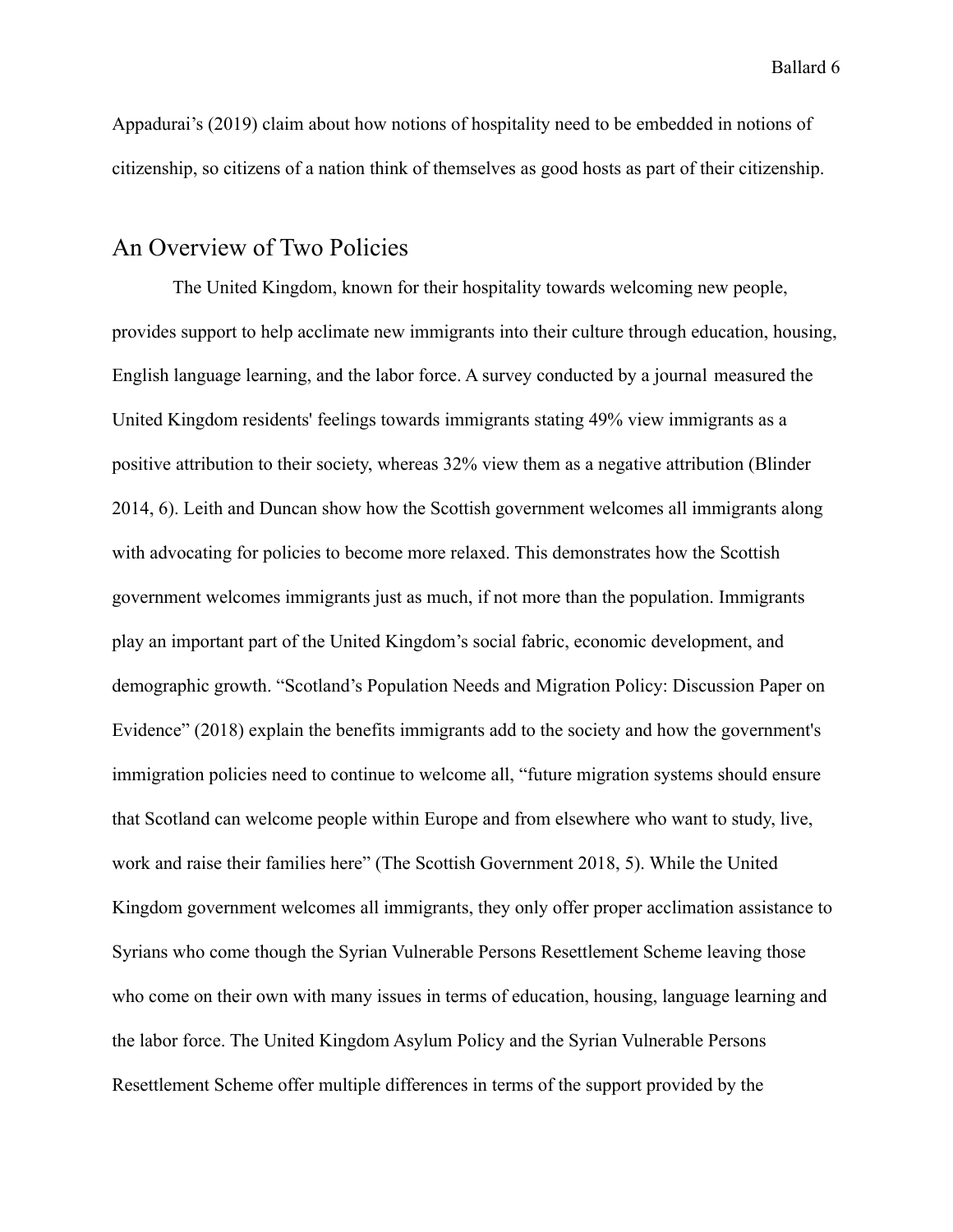Appadurai's (2019) claim about how notions of hospitality need to be embedded in notions of citizenship, so citizens of a nation think of themselves as good hosts as part of their citizenship.

## An Overview of Two Policies

The United Kingdom, known for their hospitality towards welcoming new people, provides support to help acclimate new immigrants into their culture through education, housing, English language learning, and the labor force. A survey conducted by a journal measured the United Kingdom residents' feelings towards immigrants stating 49% view immigrants as a positive attribution to their society, whereas 32% view them as a negative attribution (Blinder 2014, 6). Leith and Duncan show how the Scottish government welcomes all immigrants along with advocating for policies to become more relaxed. This demonstrates how the Scottish government welcomes immigrants just as much, if not more than the population. Immigrants play an important part of the United Kingdom's social fabric, economic development, and demographic growth. "Scotland's Population Needs and Migration Policy: Discussion Paper on Evidence" (2018) explain the benefits immigrants add to the society and how the government's immigration policies need to continue to welcome all, "future migration systems should ensure that Scotland can welcome people within Europe and from elsewhere who want to study, live, work and raise their families here" (The Scottish Government 2018, 5). While the United Kingdom government welcomes all immigrants, they only offer proper acclimation assistance to Syrians who come though the Syrian Vulnerable Persons Resettlement Scheme leaving those who come on their own with many issues in terms of education, housing, language learning and the labor force. The United Kingdom Asylum Policy and the Syrian Vulnerable Persons Resettlement Scheme offer multiple differences in terms of the support provided by the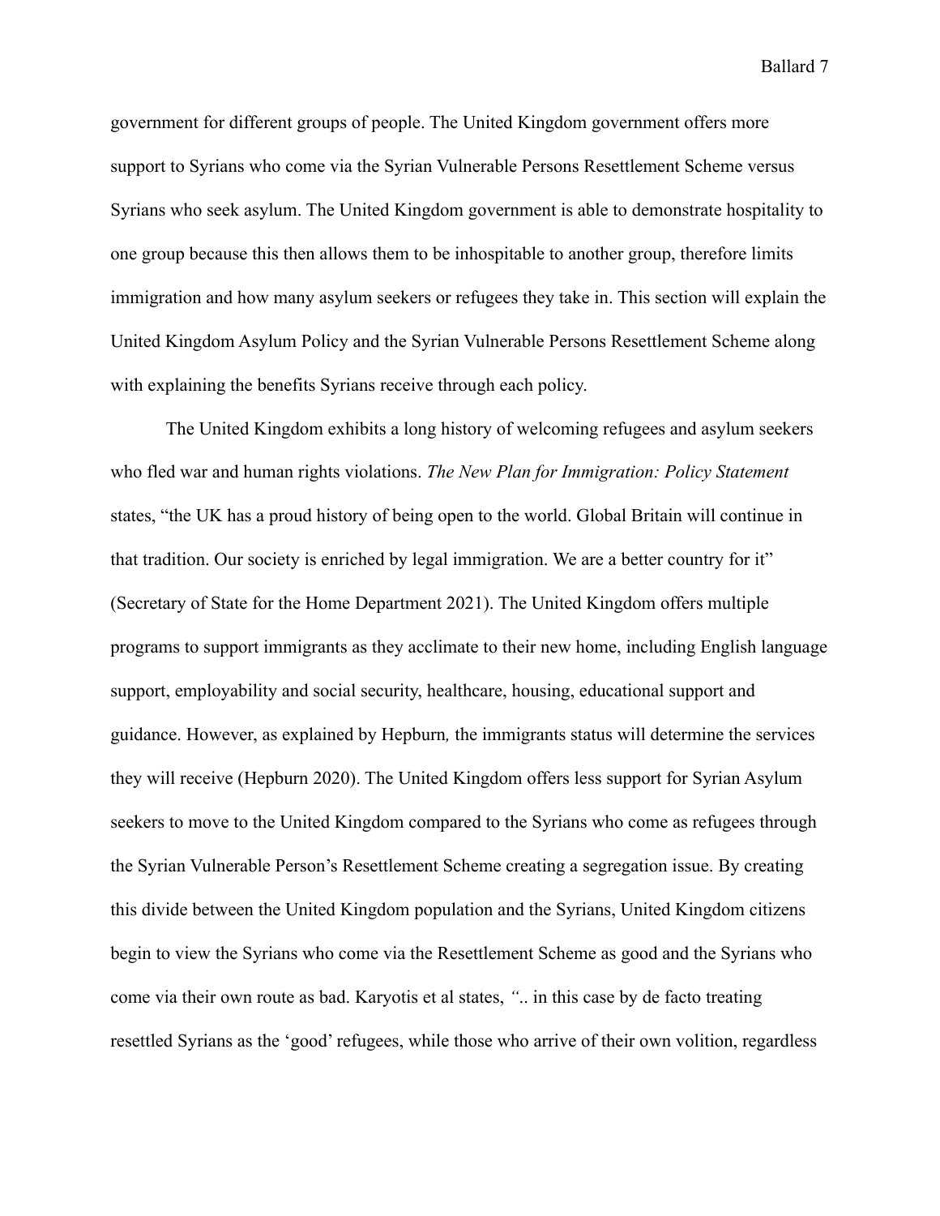government for different groups of people. The United Kingdom government offers more support to Syrians who come via the Syrian Vulnerable Persons Resettlement Scheme versus Syrians who seek asylum. The United Kingdom government is able to demonstrate hospitality to one group because this then allows them to be inhospitable to another group, therefore limits immigration and how many asylum seekers or refugees they take in. This section will explain the United Kingdom Asylum Policy and the Syrian Vulnerable Persons Resettlement Scheme along with explaining the benefits Syrians receive through each policy.

The United Kingdom exhibits a long history of welcoming refugees and asylum seekers who fled war and human rights violations. *The New Plan for Immigration: Policy Statement* states, "the UK has a proud history of being open to the world. Global Britain will continue in that tradition. Our society is enriched by legal immigration. We are a better country for it" (Secretary of State for the Home Department 2021). The United Kingdom offers multiple programs to support immigrants as they acclimate to their new home, including English language support, employability and social security, healthcare, housing, educational support and guidance. However, as explained by Hepburn*,* the immigrants status will determine the services they will receive (Hepburn 2020). The United Kingdom offers less support for Syrian Asylum seekers to move to the United Kingdom compared to the Syrians who come as refugees through the Syrian Vulnerable Person's Resettlement Scheme creating a segregation issue. By creating this divide between the United Kingdom population and the Syrians, United Kingdom citizens begin to view the Syrians who come via the Resettlement Scheme as good and the Syrians who come via their own route as bad. Karyotis et al states, *"*.. in this case by de facto treating resettled Syrians as the 'good' refugees, while those who arrive of their own volition, regardless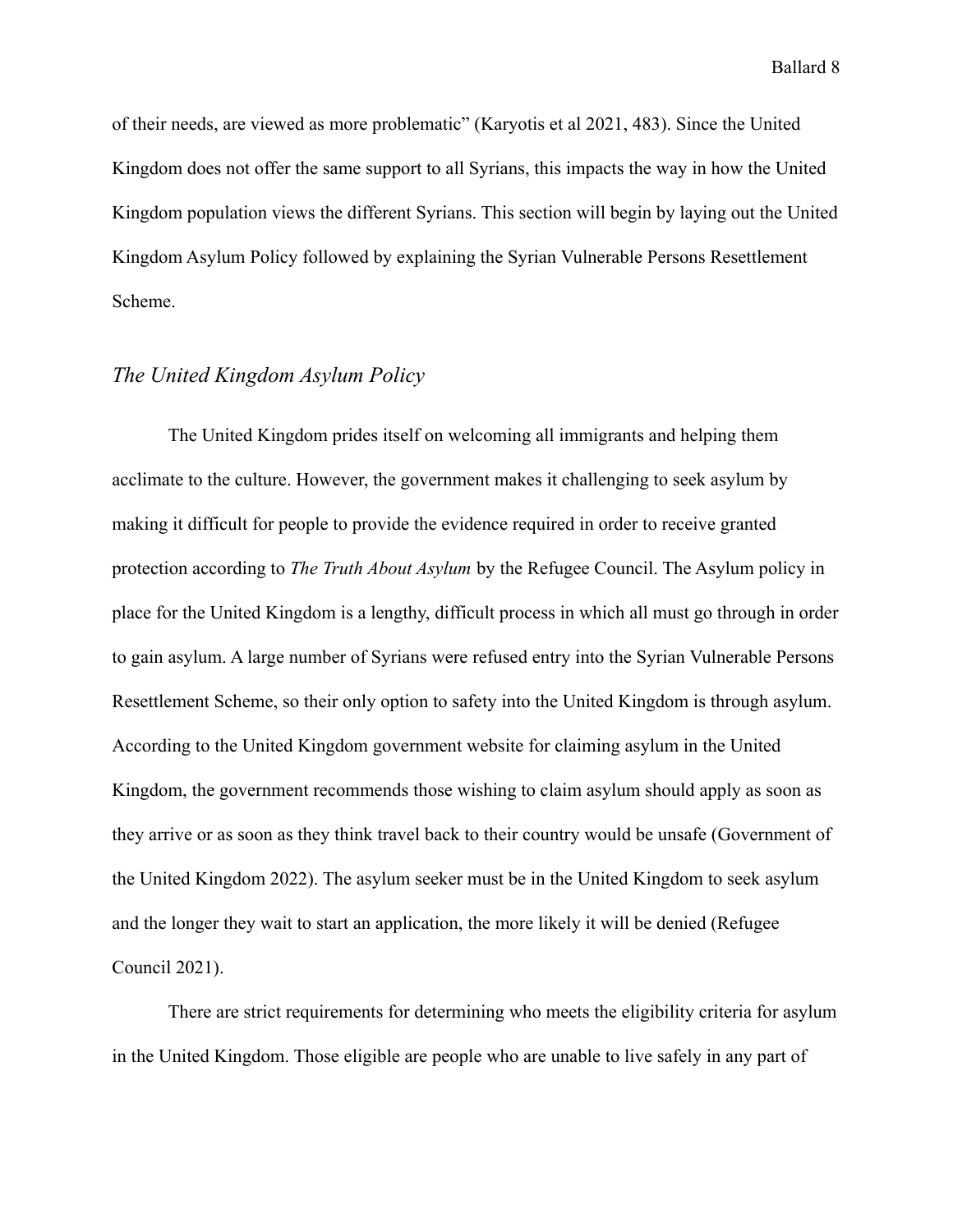of their needs, are viewed as more problematic" (Karyotis et al 2021, 483). Since the United Kingdom does not offer the same support to all Syrians, this impacts the way in how the United Kingdom population views the different Syrians. This section will begin by laying out the United Kingdom Asylum Policy followed by explaining the Syrian Vulnerable Persons Resettlement Scheme.

### *The United Kingdom Asylum Policy*

The United Kingdom prides itself on welcoming all immigrants and helping them acclimate to the culture. However, the government makes it challenging to seek asylum by making it difficult for people to provide the evidence required in order to receive granted protection according to *The Truth About Asylum* by the Refugee Council. The Asylum policy in place for the United Kingdom is a lengthy, difficult process in which all must go through in order to gain asylum. A large number of Syrians were refused entry into the Syrian Vulnerable Persons Resettlement Scheme, so their only option to safety into the United Kingdom is through asylum. According to the United Kingdom government website for claiming asylum in the United Kingdom, the government recommends those wishing to claim asylum should apply as soon as they arrive or as soon as they think travel back to their country would be unsafe (Government of the United Kingdom 2022). The asylum seeker must be in the United Kingdom to seek asylum and the longer they wait to start an application, the more likely it will be denied (Refugee Council 2021).

There are strict requirements for determining who meets the eligibility criteria for asylum in the United Kingdom. Those eligible are people who are unable to live safely in any part of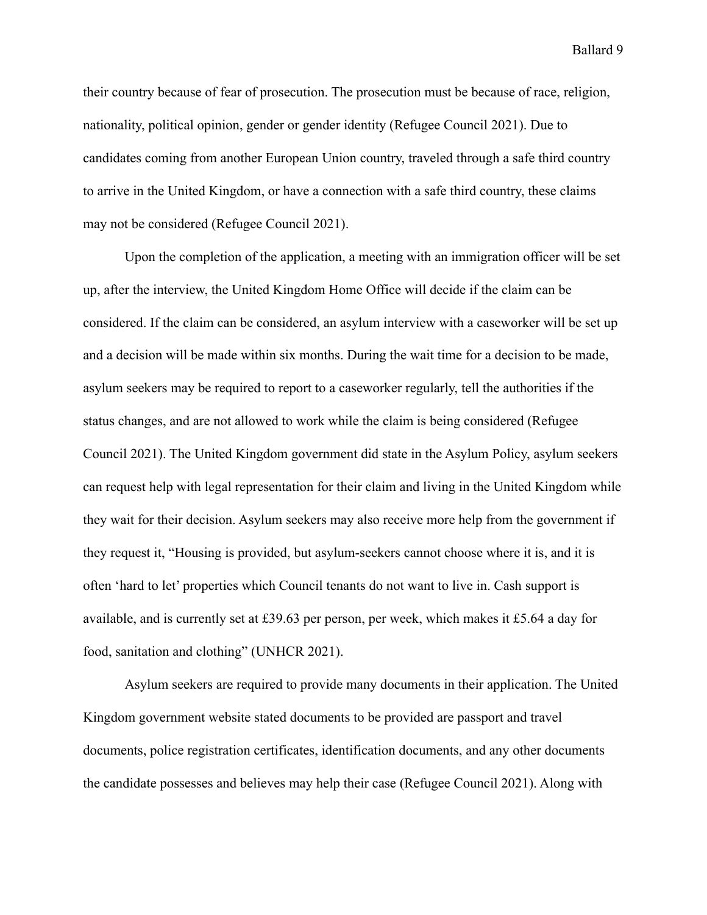their country because of fear of prosecution. The prosecution must be because of race, religion, nationality, political opinion, gender or gender identity (Refugee Council 2021). Due to candidates coming from another European Union country, traveled through a safe third country to arrive in the United Kingdom, or have a connection with a safe third country, these claims may not be considered (Refugee Council 2021).

Upon the completion of the application, a meeting with an immigration officer will be set up, after the interview, the United Kingdom Home Office will decide if the claim can be considered. If the claim can be considered, an asylum interview with a caseworker will be set up and a decision will be made within six months. During the wait time for a decision to be made, asylum seekers may be required to report to a caseworker regularly, tell the authorities if the status changes, and are not allowed to work while the claim is being considered (Refugee Council 2021). The United Kingdom government did state in the Asylum Policy, asylum seekers can request help with legal representation for their claim and living in the United Kingdom while they wait for their decision. Asylum seekers may also receive more help from the government if they request it, "Housing is provided, but asylum-seekers cannot choose where it is, and it is often 'hard to let' properties which Council tenants do not want to live in. Cash support is available, and is currently set at £39.63 per person, per week, which makes it £5.64 a day for food, sanitation and clothing" (UNHCR 2021).

Asylum seekers are required to provide many documents in their application. The United Kingdom government website stated documents to be provided are passport and travel documents, police registration certificates, identification documents, and any other documents the candidate possesses and believes may help their case (Refugee Council 2021). Along with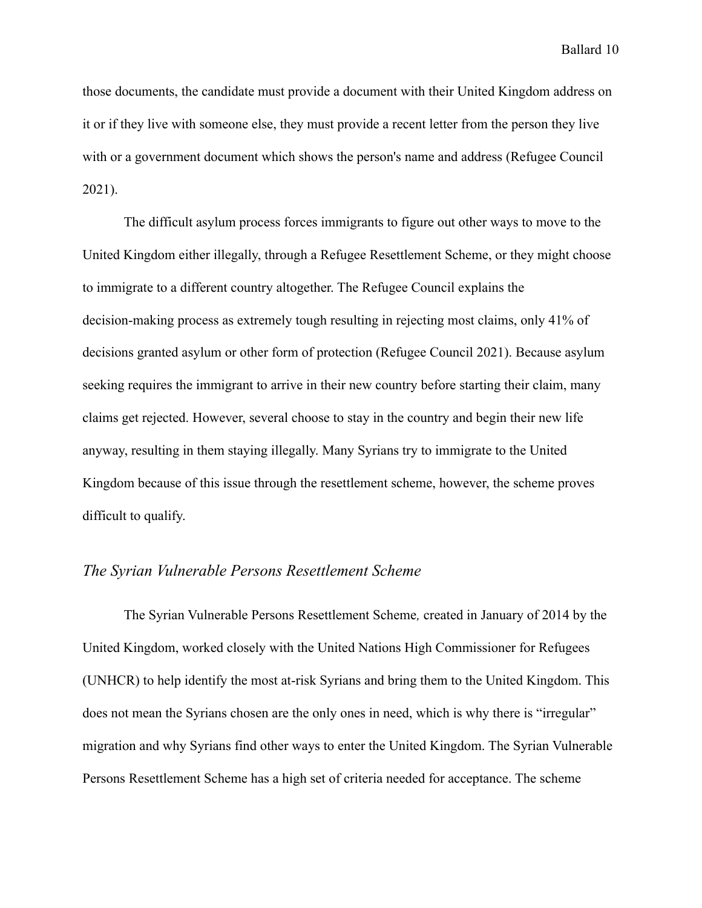those documents, the candidate must provide a document with their United Kingdom address on it or if they live with someone else, they must provide a recent letter from the person they live with or a government document which shows the person's name and address (Refugee Council 2021).

The difficult asylum process forces immigrants to figure out other ways to move to the United Kingdom either illegally, through a Refugee Resettlement Scheme, or they might choose to immigrate to a different country altogether. The Refugee Council explains the decision-making process as extremely tough resulting in rejecting most claims, only 41% of decisions granted asylum or other form of protection (Refugee Council 2021). Because asylum seeking requires the immigrant to arrive in their new country before starting their claim, many claims get rejected. However, several choose to stay in the country and begin their new life anyway, resulting in them staying illegally. Many Syrians try to immigrate to the United Kingdom because of this issue through the resettlement scheme, however, the scheme proves difficult to qualify.

### *The Syrian Vulnerable Persons Resettlement Scheme*

The Syrian Vulnerable Persons Resettlement Scheme*,* created in January of 2014 by the United Kingdom, worked closely with the United Nations High Commissioner for Refugees (UNHCR) to help identify the most at-risk Syrians and bring them to the United Kingdom. This does not mean the Syrians chosen are the only ones in need, which is why there is "irregular" migration and why Syrians find other ways to enter the United Kingdom. The Syrian Vulnerable Persons Resettlement Scheme has a high set of criteria needed for acceptance. The scheme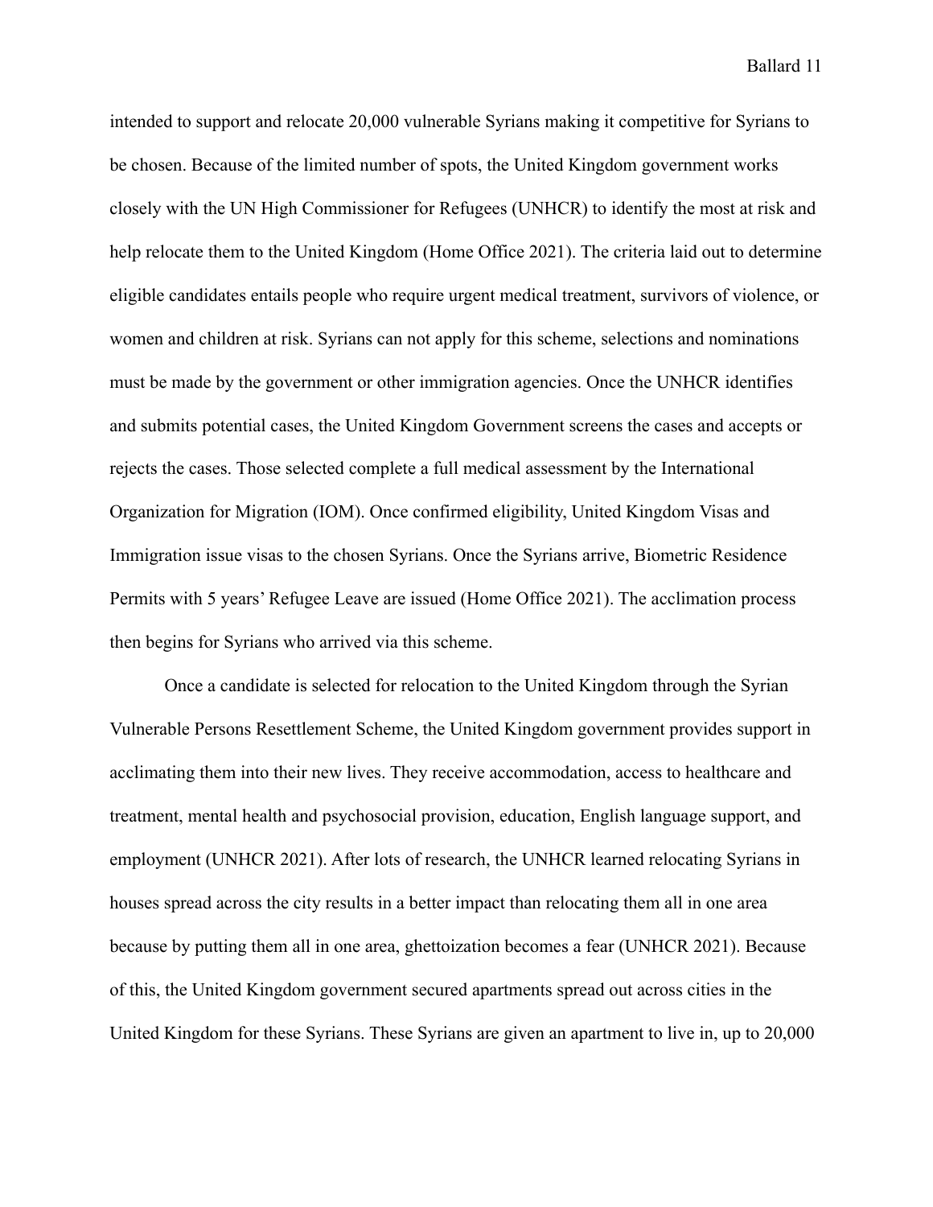intended to support and relocate 20,000 vulnerable Syrians making it competitive for Syrians to be chosen. Because of the limited number of spots, the United Kingdom government works closely with the UN High Commissioner for Refugees (UNHCR) to identify the most at risk and help relocate them to the United Kingdom (Home Office 2021). The criteria laid out to determine eligible candidates entails people who require urgent medical treatment, survivors of violence, or women and children at risk. Syrians can not apply for this scheme, selections and nominations must be made by the government or other immigration agencies. Once the UNHCR identifies and submits potential cases, the United Kingdom Government screens the cases and accepts or rejects the cases. Those selected complete a full medical assessment by the International Organization for Migration (IOM). Once confirmed eligibility, United Kingdom Visas and Immigration issue visas to the chosen Syrians. Once the Syrians arrive, Biometric Residence Permits with 5 years' Refugee Leave are issued (Home Office 2021). The acclimation process then begins for Syrians who arrived via this scheme.

Once a candidate is selected for relocation to the United Kingdom through the Syrian Vulnerable Persons Resettlement Scheme, the United Kingdom government provides support in acclimating them into their new lives. They receive accommodation, access to healthcare and treatment, mental health and psychosocial provision, education, English language support, and employment (UNHCR 2021). After lots of research, the UNHCR learned relocating Syrians in houses spread across the city results in a better impact than relocating them all in one area because by putting them all in one area, ghettoization becomes a fear (UNHCR 2021). Because of this, the United Kingdom government secured apartments spread out across cities in the United Kingdom for these Syrians. These Syrians are given an apartment to live in, up to 20,000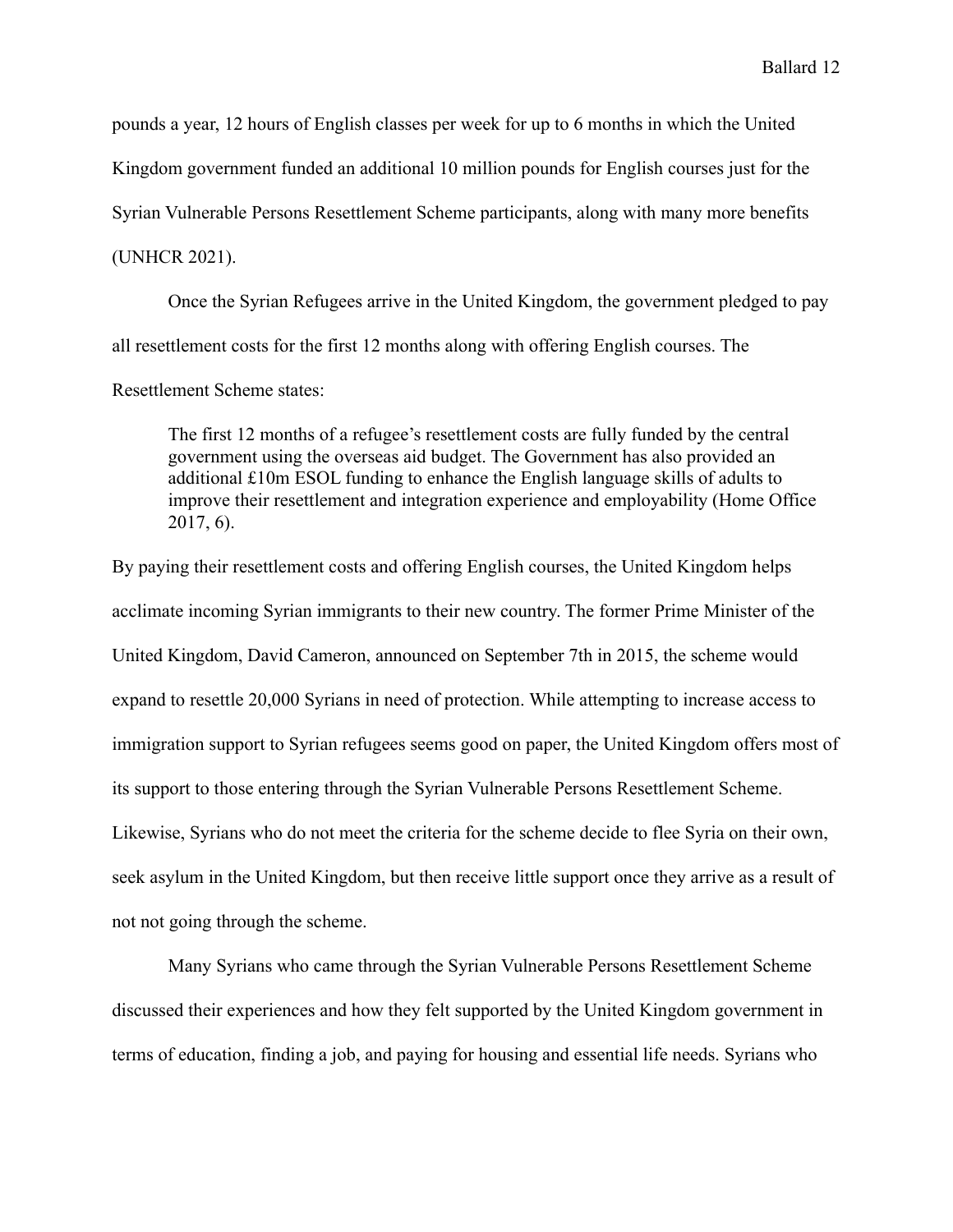pounds a year, 12 hours of English classes per week for up to 6 months in which the United Kingdom government funded an additional 10 million pounds for English courses just for the Syrian Vulnerable Persons Resettlement Scheme participants, along with many more benefits (UNHCR 2021).

Once the Syrian Refugees arrive in the United Kingdom, the government pledged to pay all resettlement costs for the first 12 months along with offering English courses. The Resettlement Scheme states:

> The first 12 months of a refugee's resettlement costs are fully funded by the central government using the overseas aid budget. The Government has also provided an additional £10m ESOL funding to enhance the English language skills of adults to improve their resettlement and integration experience and employability (Home Office 2017, 6).

By paying their resettlement costs and offering English courses, the United Kingdom helps acclimate incoming Syrian immigrants to their new country. The former Prime Minister of the United Kingdom, David Cameron, announced on September 7th in 2015, the scheme would expand to resettle 20,000 Syrians in need of protection. While attempting to increase access to immigration support to Syrian refugees seems good on paper, the United Kingdom offers most of its support to those entering through the Syrian Vulnerable Persons Resettlement Scheme. Likewise, Syrians who do not meet the criteria for the scheme decide to flee Syria on their own, seek asylum in the United Kingdom, but then receive little support once they arrive as a result of not not going through the scheme.

Many Syrians who came through the Syrian Vulnerable Persons Resettlement Scheme discussed their experiences and how they felt supported by the United Kingdom government in terms of education, finding a job, and paying for housing and essential life needs. Syrians who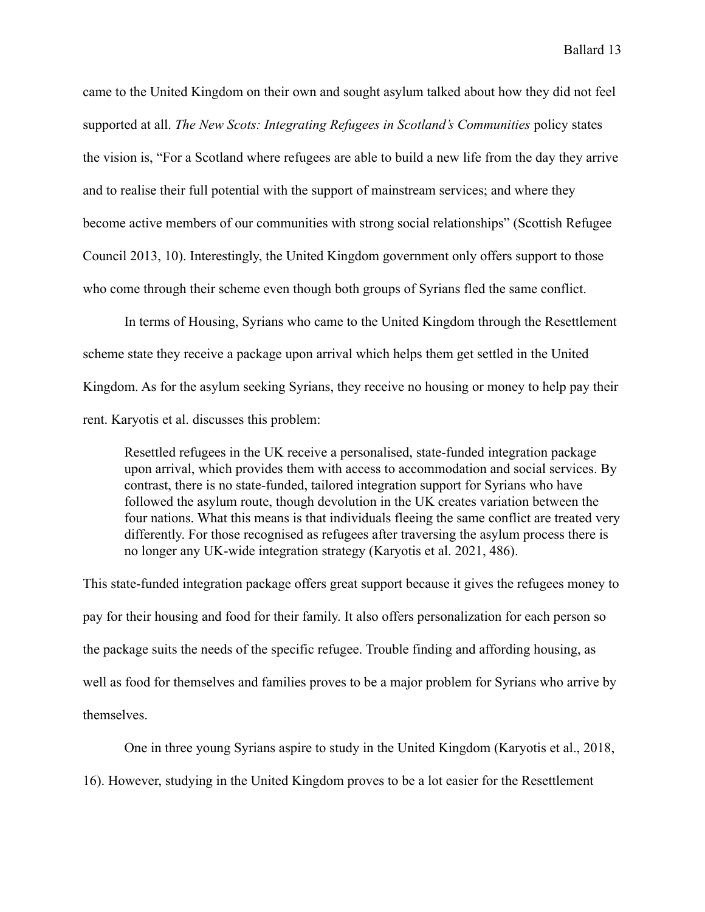came to the United Kingdom on their own and sought asylum talked about how they did not feel supported at all. *The New Scots: Integrating Refugees in Scotland's Communities* policy states the vision is, "For a Scotland where refugees are able to build a new life from the day they arrive and to realise their full potential with the support of mainstream services; and where they become active members of our communities with strong social relationships" (Scottish Refugee Council 2013, 10). Interestingly, the United Kingdom government only offers support to those who come through their scheme even though both groups of Syrians fled the same conflict.

In terms of Housing, Syrians who came to the United Kingdom through the Resettlement scheme state they receive a package upon arrival which helps them get settled in the United Kingdom. As for the asylum seeking Syrians, they receive no housing or money to help pay their rent. Karyotis et al. discusses this problem:

> Resettled refugees in the UK receive a personalised, state-funded integration package upon arrival, which provides them with access to accommodation and social services. By contrast, there is no state-funded, tailored integration support for Syrians who have followed the asylum route, though devolution in the UK creates variation between the four nations. What this means is that individuals fleeing the same conflict are treated very differently. For those recognised as refugees after traversing the asylum process there is no longer any UK-wide integration strategy (Karyotis et al. 2021, 486).

This state-funded integration package offers great support because it gives the refugees money to pay for their housing and food for their family. It also offers personalization for each person so the package suits the needs of the specific refugee. Trouble finding and affording housing, as well as food for themselves and families proves to be a major problem for Syrians who arrive by themselves.

One in three young Syrians aspire to study in the United Kingdom (Karyotis et al., 2018, 16). However, studying in the United Kingdom proves to be a lot easier for the Resettlement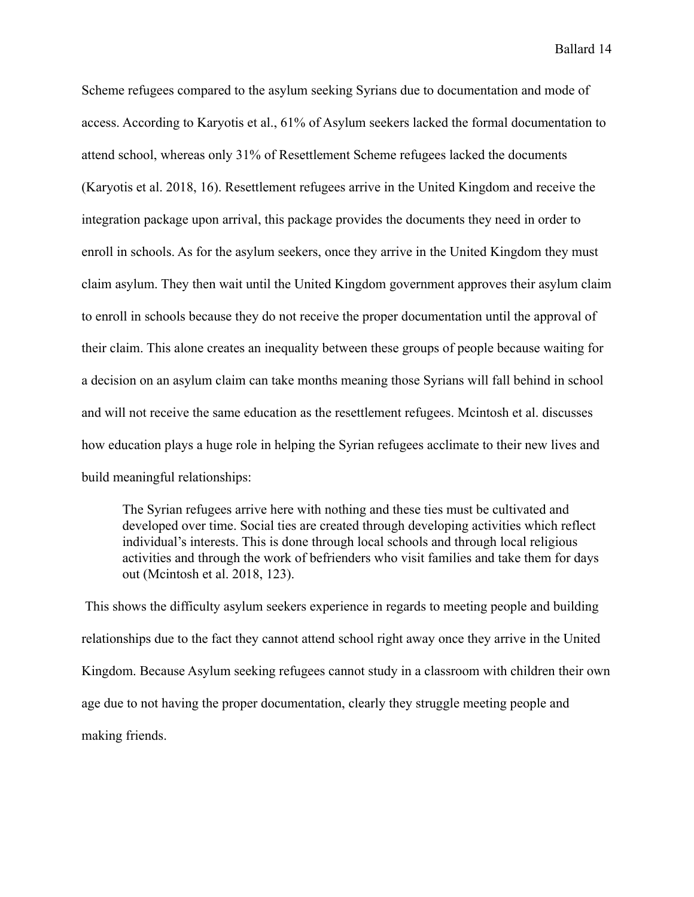Scheme refugees compared to the asylum seeking Syrians due to documentation and mode of access. According to Karyotis et al., 61% of Asylum seekers lacked the formal documentation to attend school, whereas only 31% of Resettlement Scheme refugees lacked the documents (Karyotis et al. 2018, 16). Resettlement refugees arrive in the United Kingdom and receive the integration package upon arrival, this package provides the documents they need in order to enroll in schools. As for the asylum seekers, once they arrive in the United Kingdom they must claim asylum. They then wait until the United Kingdom government approves their asylum claim to enroll in schools because they do not receive the proper documentation until the approval of their claim. This alone creates an inequality between these groups of people because waiting for a decision on an asylum claim can take months meaning those Syrians will fall behind in school and will not receive the same education as the resettlement refugees. Mcintosh et al. discusses how education plays a huge role in helping the Syrian refugees acclimate to their new lives and build meaningful relationships:

> The Syrian refugees arrive here with nothing and these ties must be cultivated and developed over time. Social ties are created through developing activities which reflect individual's interests. This is done through local schools and through local religious activities and through the work of befrienders who visit families and take them for days out (Mcintosh et al. 2018, 123).

This shows the difficulty asylum seekers experience in regards to meeting people and building relationships due to the fact they cannot attend school right away once they arrive in the United Kingdom. Because Asylum seeking refugees cannot study in a classroom with children their own age due to not having the proper documentation, clearly they struggle meeting people and making friends.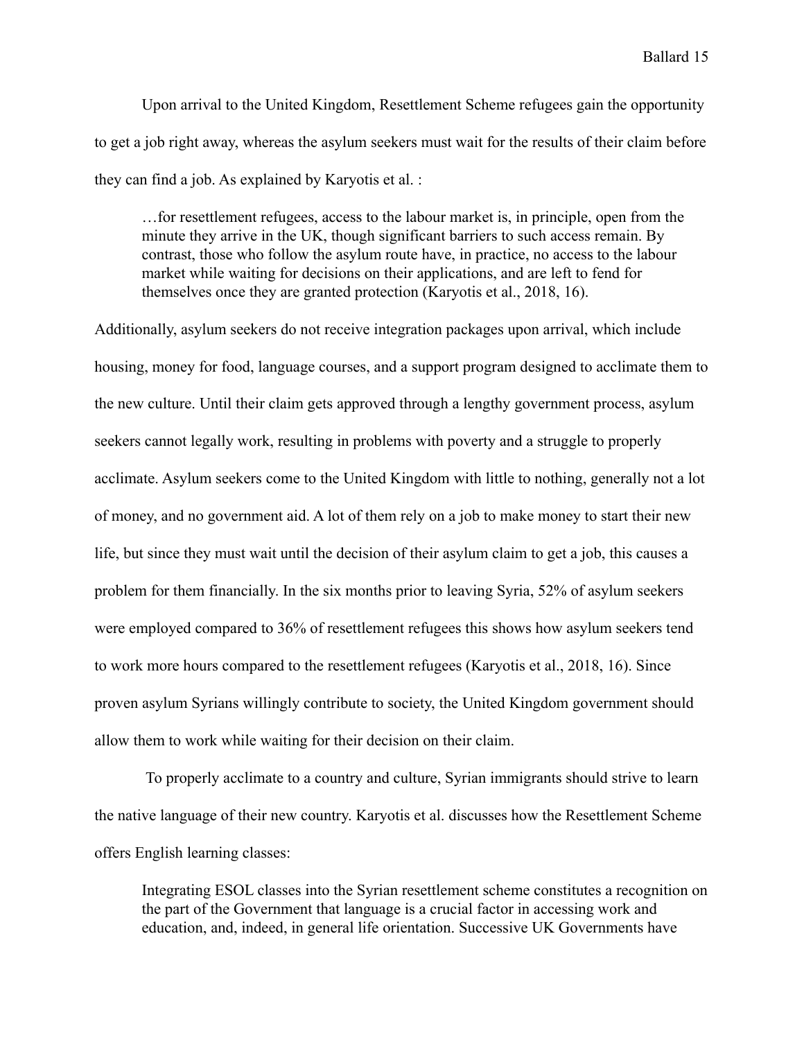Upon arrival to the United Kingdom, Resettlement Scheme refugees gain the opportunity to get a job right away, whereas the asylum seekers must wait for the results of their claim before they can find a job. As explained by Karyotis et al. :

> …for resettlement refugees, access to the labour market is, in principle, open from the minute they arrive in the UK, though significant barriers to such access remain. By contrast, those who follow the asylum route have, in practice, no access to the labour market while waiting for decisions on their applications, and are left to fend for themselves once they are granted protection (Karyotis et al., 2018, 16).

Additionally, asylum seekers do not receive integration packages upon arrival, which include housing, money for food, language courses, and a support program designed to acclimate them to the new culture. Until their claim gets approved through a lengthy government process, asylum seekers cannot legally work, resulting in problems with poverty and a struggle to properly acclimate. Asylum seekers come to the United Kingdom with little to nothing, generally not a lot of money, and no government aid. A lot of them rely on a job to make money to start their new life, but since they must wait until the decision of their asylum claim to get a job, this causes a problem for them financially. In the six months prior to leaving Syria, 52% of asylum seekers were employed compared to 36% of resettlement refugees this shows how asylum seekers tend to work more hours compared to the resettlement refugees (Karyotis et al., 2018, 16). Since proven asylum Syrians willingly contribute to society, the United Kingdom government should allow them to work while waiting for their decision on their claim.

To properly acclimate to a country and culture, Syrian immigrants should strive to learn the native language of their new country. Karyotis et al. discusses how the Resettlement Scheme offers English learning classes:

> Integrating ESOL classes into the Syrian resettlement scheme constitutes a recognition on the part of the Government that language is a crucial factor in accessing work and education, and, indeed, in general life orientation. Successive UK Governments have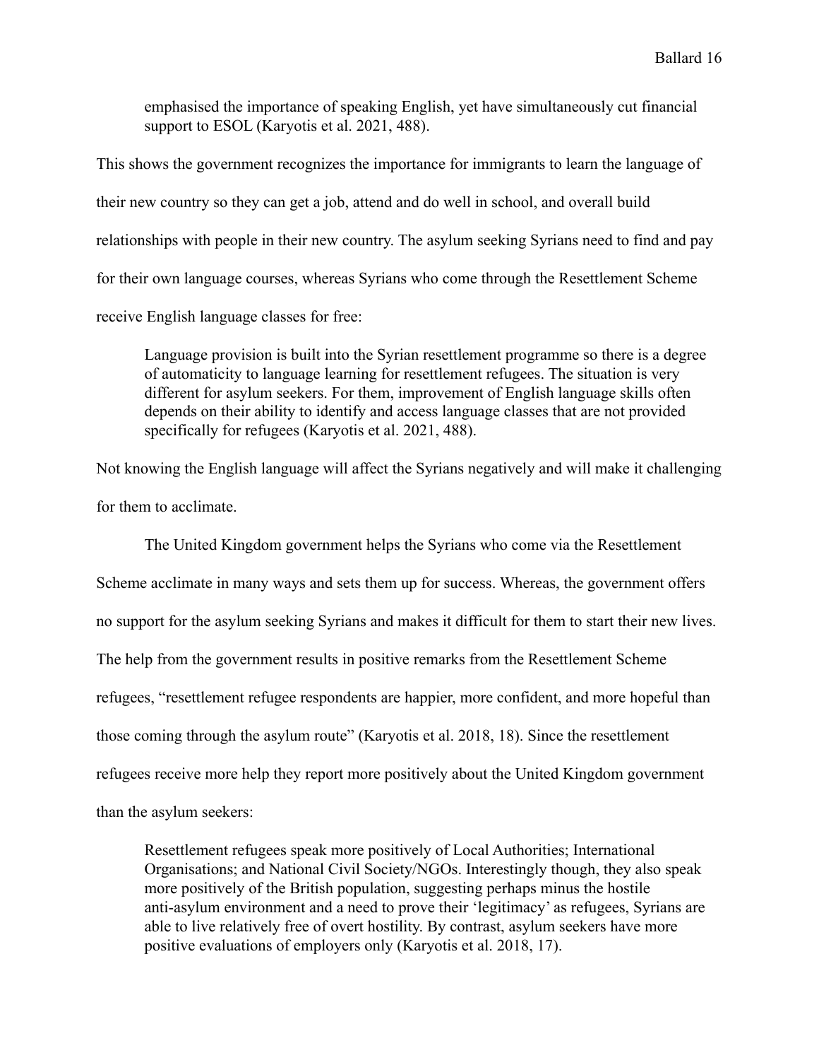> emphasised the importance of speaking English, yet have simultaneously cut financial support to ESOL (Karyotis et al. 2021, 488).

This shows the government recognizes the importance for immigrants to learn the language of their new country so they can get a job, attend and do well in school, and overall build relationships with people in their new country. The asylum seeking Syrians need to find and pay for their own language courses, whereas Syrians who come through the Resettlement Scheme receive English language classes for free:

> Language provision is built into the Syrian resettlement programme so there is a degree of automaticity to language learning for resettlement refugees. The situation is very different for asylum seekers. For them, improvement of English language skills often depends on their ability to identify and access language classes that are not provided specifically for refugees (Karyotis et al. 2021, 488).

Not knowing the English language will affect the Syrians negatively and will make it challenging for them to acclimate.

The United Kingdom government helps the Syrians who come via the Resettlement Scheme acclimate in many ways and sets them up for success. Whereas, the government offers no support for the asylum seeking Syrians and makes it difficult for them to start their new lives. The help from the government results in positive remarks from the Resettlement Scheme refugees, "resettlement refugee respondents are happier, more confident, and more hopeful than those coming through the asylum route" (Karyotis et al. 2018, 18). Since the resettlement refugees receive more help they report more positively about the United Kingdom government than the asylum seekers:

> Resettlement refugees speak more positively of Local Authorities; International Organisations; and National Civil Society/NGOs. Interestingly though, they also speak more positively of the British population, suggesting perhaps minus the hostile anti-asylum environment and a need to prove their 'legitimacy' as refugees, Syrians are able to live relatively free of overt hostility. By contrast, asylum seekers have more positive evaluations of employers only (Karyotis et al. 2018, 17).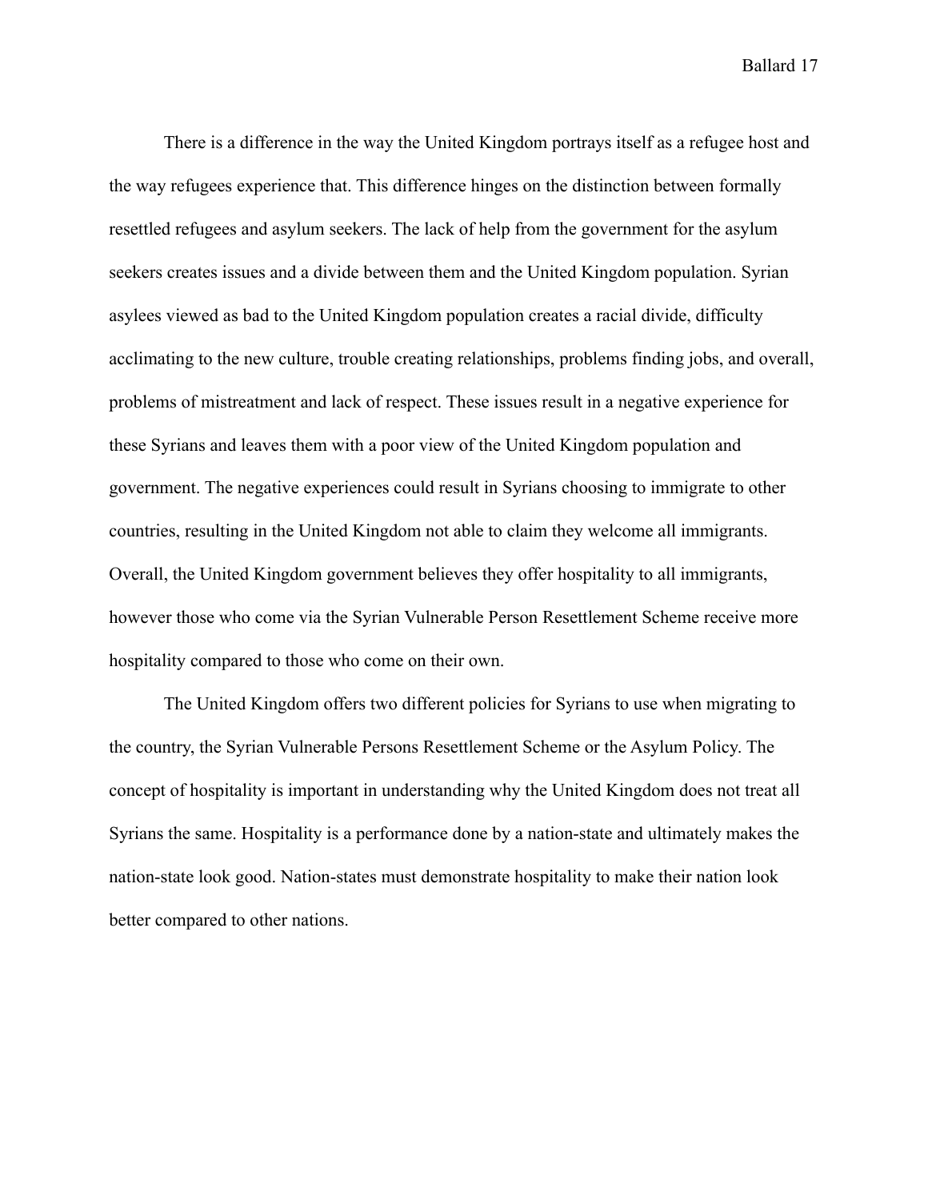There is a difference in the way the United Kingdom portrays itself as a refugee host and the way refugees experience that. This difference hinges on the distinction between formally resettled refugees and asylum seekers. The lack of help from the government for the asylum seekers creates issues and a divide between them and the United Kingdom population. Syrian asylees viewed as bad to the United Kingdom population creates a racial divide, difficulty acclimating to the new culture, trouble creating relationships, problems finding jobs, and overall, problems of mistreatment and lack of respect. These issues result in a negative experience for these Syrians and leaves them with a poor view of the United Kingdom population and government. The negative experiences could result in Syrians choosing to immigrate to other countries, resulting in the United Kingdom not able to claim they welcome all immigrants. Overall, the United Kingdom government believes they offer hospitality to all immigrants, however those who come via the Syrian Vulnerable Person Resettlement Scheme receive more hospitality compared to those who come on their own.

The United Kingdom offers two different policies for Syrians to use when migrating to the country, the Syrian Vulnerable Persons Resettlement Scheme or the Asylum Policy. The concept of hospitality is important in understanding why the United Kingdom does not treat all Syrians the same. Hospitality is a performance done by a nation-state and ultimately makes the nation-state look good. Nation-states must demonstrate hospitality to make their nation look better compared to other nations.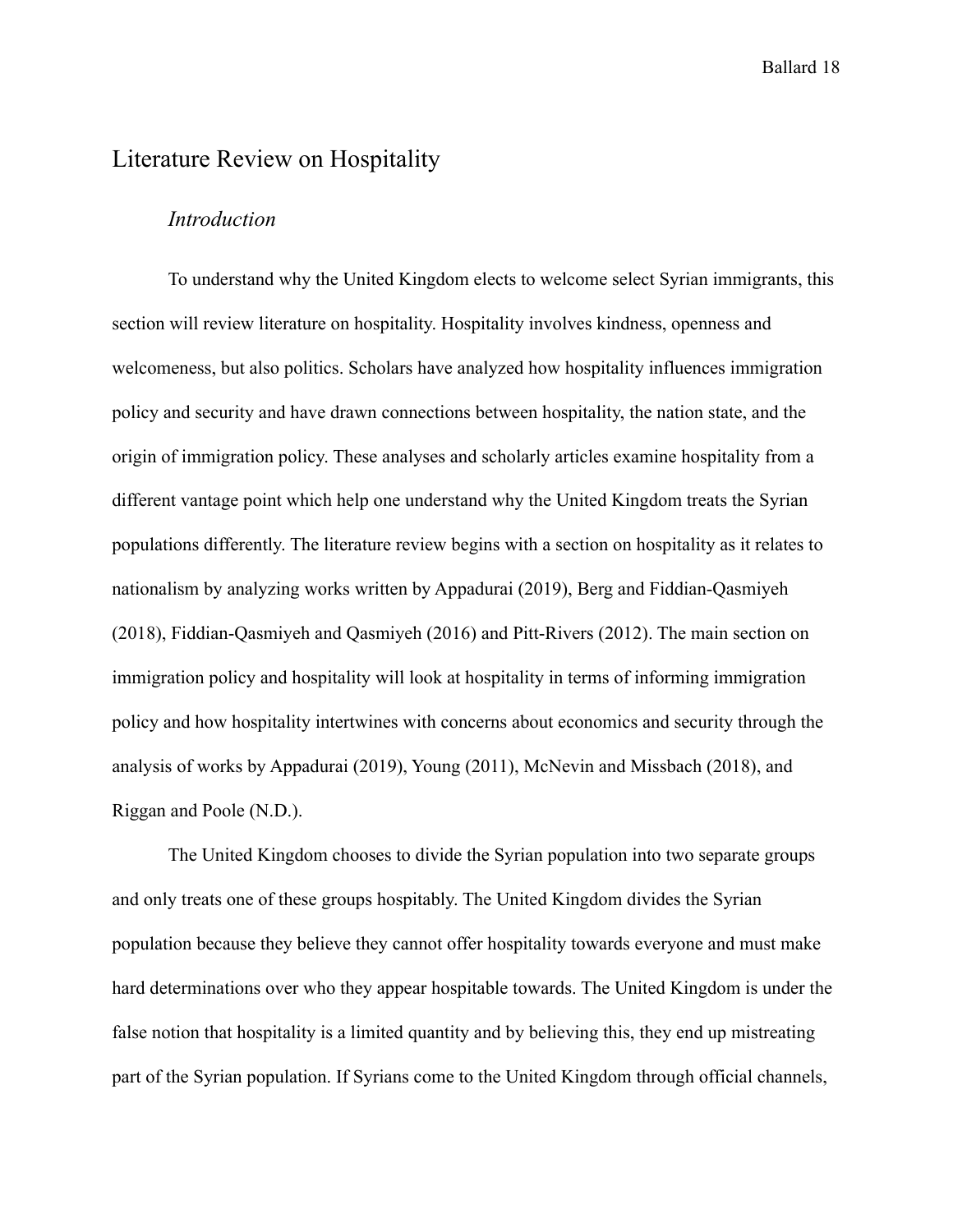## Literature Review on Hospitality

### *Introduction*

To understand why the United Kingdom elects to welcome select Syrian immigrants, this section will review literature on hospitality. Hospitality involves kindness, openness and welcomeness, but also politics. Scholars have analyzed how hospitality influences immigration policy and security and have drawn connections between hospitality, the nation state, and the origin of immigration policy. These analyses and scholarly articles examine hospitality from a different vantage point which help one understand why the United Kingdom treats the Syrian populations differently. The literature review begins with a section on hospitality as it relates to nationalism by analyzing works written by Appadurai (2019), Berg and Fiddian-Qasmiyeh (2018), Fiddian-Qasmiyeh and Qasmiyeh (2016) and Pitt-Rivers (2012). The main section on immigration policy and hospitality will look at hospitality in terms of informing immigration policy and how hospitality intertwines with concerns about economics and security through the analysis of works by Appadurai (2019), Young (2011), McNevin and Missbach (2018), and Riggan and Poole (N.D.).

The United Kingdom chooses to divide the Syrian population into two separate groups and only treats one of these groups hospitably. The United Kingdom divides the Syrian population because they believe they cannot offer hospitality towards everyone and must make hard determinations over who they appear hospitable towards. The United Kingdom is under the false notion that hospitality is a limited quantity and by believing this, they end up mistreating part of the Syrian population. If Syrians come to the United Kingdom through official channels,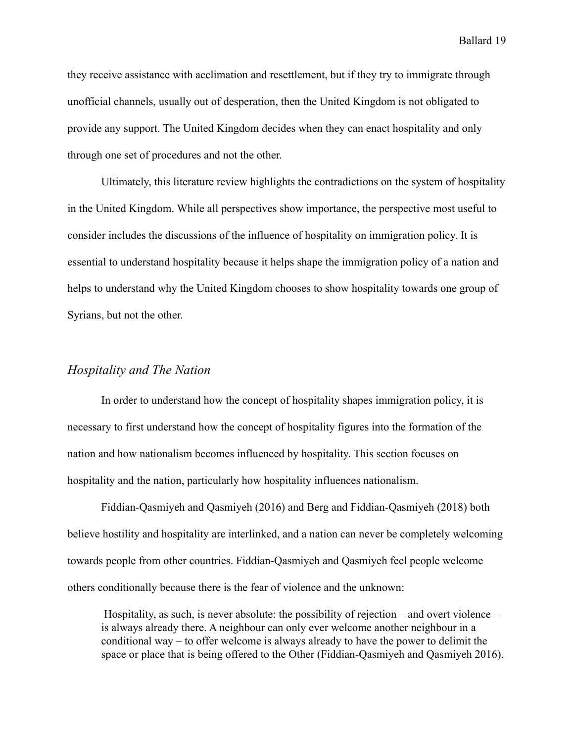they receive assistance with acclimation and resettlement, but if they try to immigrate through unofficial channels, usually out of desperation, then the United Kingdom is not obligated to provide any support. The United Kingdom decides when they can enact hospitality and only through one set of procedures and not the other.

Ultimately, this literature review highlights the contradictions on the system of hospitality in the United Kingdom. While all perspectives show importance, the perspective most useful to consider includes the discussions of the influence of hospitality on immigration policy. It is essential to understand hospitality because it helps shape the immigration policy of a nation and helps to understand why the United Kingdom chooses to show hospitality towards one group of Syrians, but not the other.

## *Hospitality and The Nation*

In order to understand how the concept of hospitality shapes immigration policy, it is necessary to first understand how the concept of hospitality figures into the formation of the nation and how nationalism becomes influenced by hospitality. This section focuses on hospitality and the nation, particularly how hospitality influences nationalism.

Fiddian-Qasmiyeh and Qasmiyeh (2016) and Berg and Fiddian-Qasmiyeh (2018) both believe hostility and hospitality are interlinked, and a nation can never be completely welcoming towards people from other countries. Fiddian-Qasmiyeh and Qasmiyeh feel people welcome others conditionally because there is the fear of violence and the unknown:

> Hospitality, as such, is never absolute: the possibility of rejection – and overt violence – is always already there. A neighbour can only ever welcome another neighbour in a conditional way – to offer welcome is always already to have the power to delimit the space or place that is being offered to the Other (Fiddian-Qasmiyeh and Qasmiyeh 2016).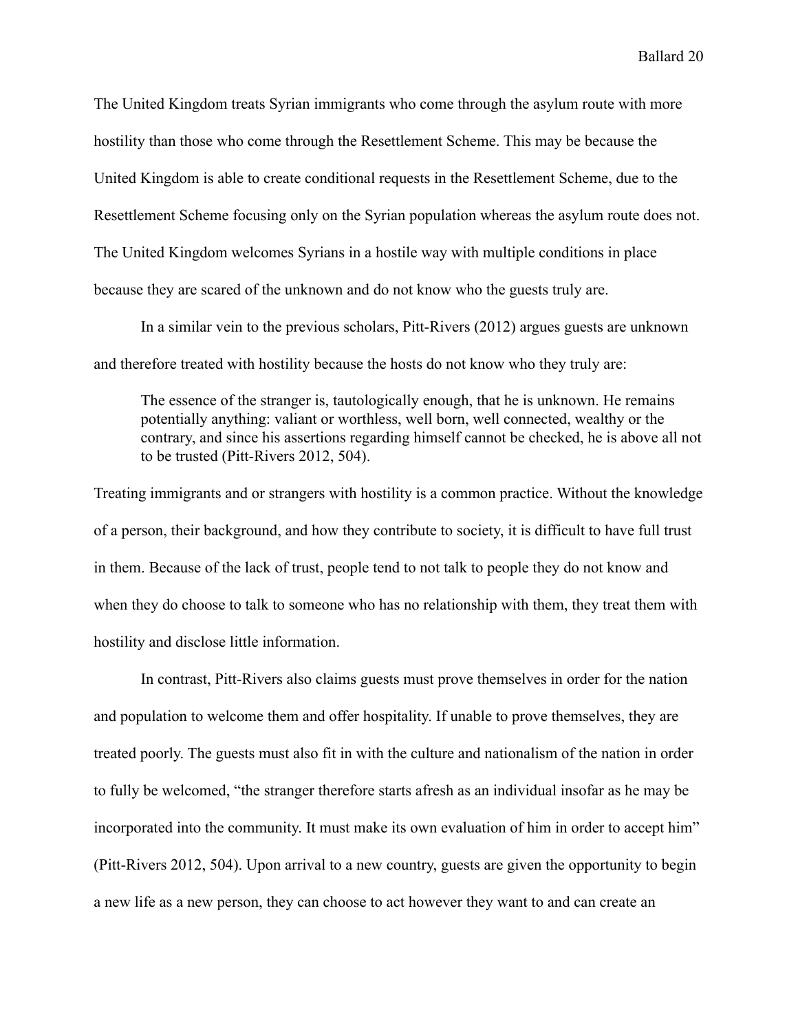The United Kingdom treats Syrian immigrants who come through the asylum route with more hostility than those who come through the Resettlement Scheme. This may be because the United Kingdom is able to create conditional requests in the Resettlement Scheme, due to the Resettlement Scheme focusing only on the Syrian population whereas the asylum route does not. The United Kingdom welcomes Syrians in a hostile way with multiple conditions in place because they are scared of the unknown and do not know who the guests truly are.

In a similar vein to the previous scholars, Pitt-Rivers (2012) argues guests are unknown and therefore treated with hostility because the hosts do not know who they truly are:

> The essence of the stranger is, tautologically enough, that he is unknown. He remains potentially anything: valiant or worthless, well born, well connected, wealthy or the contrary, and since his assertions regarding himself cannot be checked, he is above all not to be trusted (Pitt-Rivers 2012, 504).

Treating immigrants and or strangers with hostility is a common practice. Without the knowledge of a person, their background, and how they contribute to society, it is difficult to have full trust in them. Because of the lack of trust, people tend to not talk to people they do not know and when they do choose to talk to someone who has no relationship with them, they treat them with hostility and disclose little information.

In contrast, Pitt-Rivers also claims guests must prove themselves in order for the nation and population to welcome them and offer hospitality. If unable to prove themselves, they are treated poorly. The guests must also fit in with the culture and nationalism of the nation in order to fully be welcomed, "the stranger therefore starts afresh as an individual insofar as he may be incorporated into the community. It must make its own evaluation of him in order to accept him" (Pitt-Rivers 2012, 504). Upon arrival to a new country, guests are given the opportunity to begin a new life as a new person, they can choose to act however they want to and can create an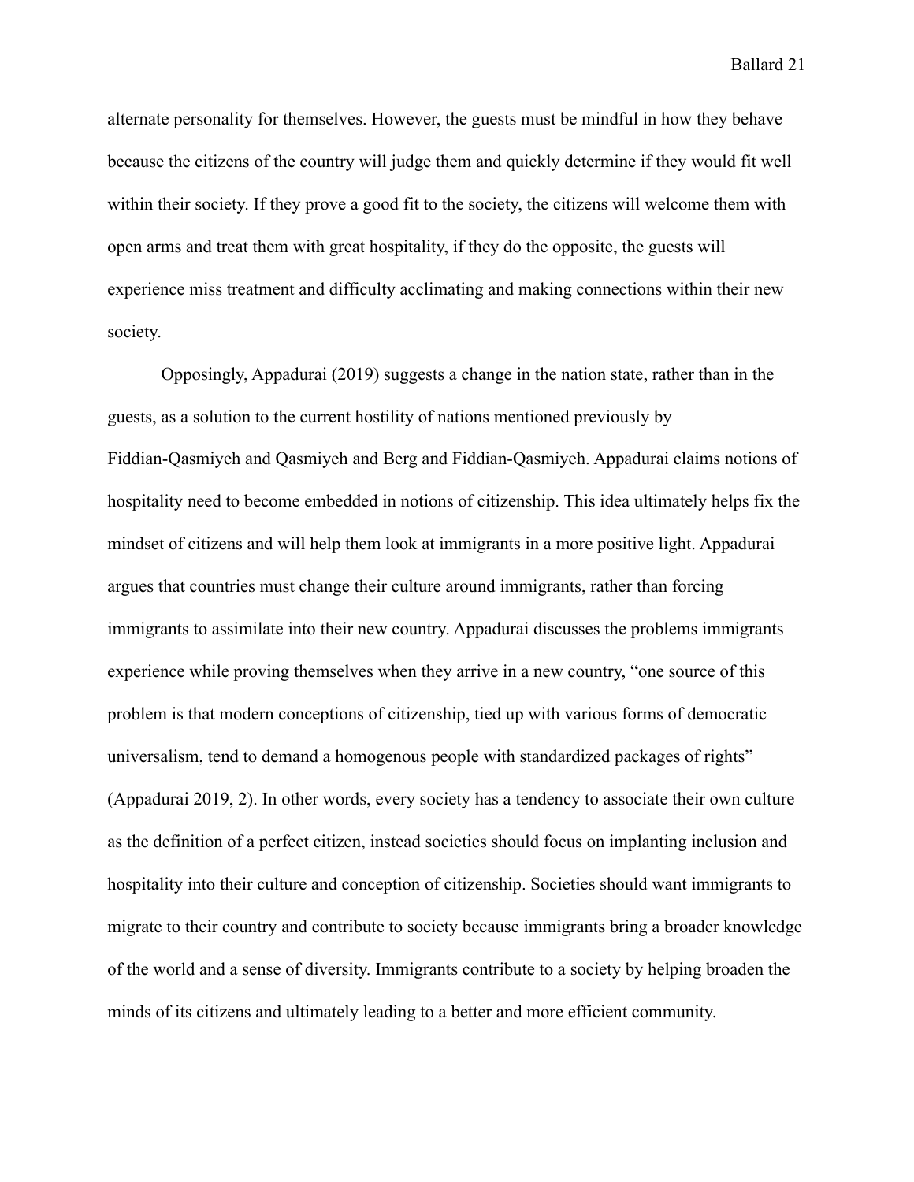alternate personality for themselves. However, the guests must be mindful in how they behave because the citizens of the country will judge them and quickly determine if they would fit well within their society. If they prove a good fit to the society, the citizens will welcome them with open arms and treat them with great hospitality, if they do the opposite, the guests will experience miss treatment and difficulty acclimating and making connections within their new society.

Opposingly, Appadurai (2019) suggests a change in the nation state, rather than in the guests, as a solution to the current hostility of nations mentioned previously by Fiddian-Qasmiyeh and Qasmiyeh and Berg and Fiddian-Qasmiyeh. Appadurai claims notions of hospitality need to become embedded in notions of citizenship. This idea ultimately helps fix the mindset of citizens and will help them look at immigrants in a more positive light. Appadurai argues that countries must change their culture around immigrants, rather than forcing immigrants to assimilate into their new country. Appadurai discusses the problems immigrants experience while proving themselves when they arrive in a new country, "one source of this problem is that modern conceptions of citizenship, tied up with various forms of democratic universalism, tend to demand a homogenous people with standardized packages of rights" (Appadurai 2019, 2). In other words, every society has a tendency to associate their own culture as the definition of a perfect citizen, instead societies should focus on implanting inclusion and hospitality into their culture and conception of citizenship. Societies should want immigrants to migrate to their country and contribute to society because immigrants bring a broader knowledge of the world and a sense of diversity. Immigrants contribute to a society by helping broaden the minds of its citizens and ultimately leading to a better and more efficient community.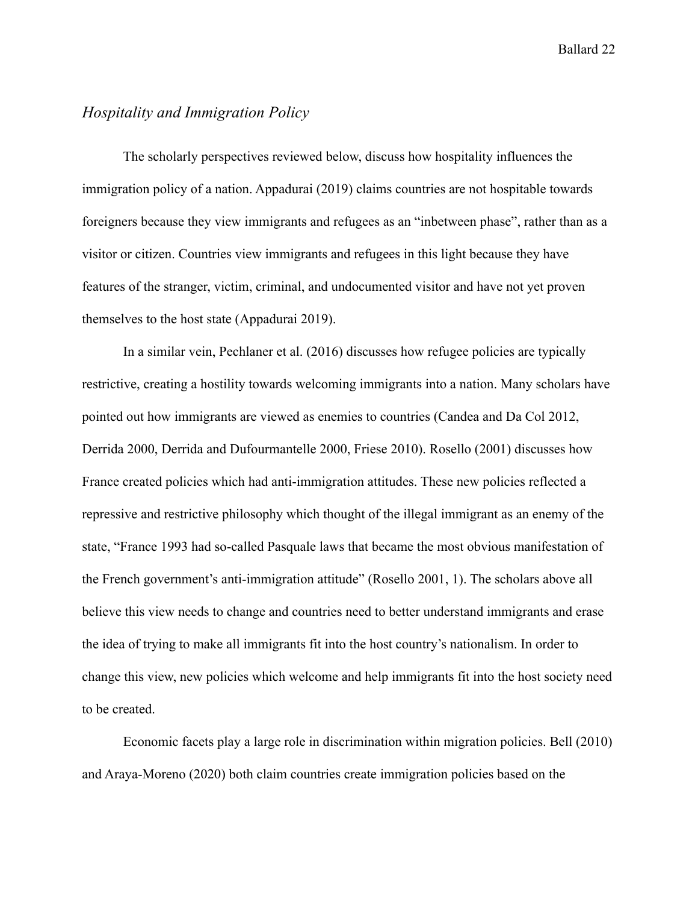*Hospitality and Immigration Policy*

The scholarly perspectives reviewed below, discuss how hospitality influences the immigration policy of a nation. Appadurai (2019) claims countries are not hospitable towards foreigners because they view immigrants and refugees as an "inbetween phase", rather than as a visitor or citizen. Countries view immigrants and refugees in this light because they have features of the stranger, victim, criminal, and undocumented visitor and have not yet proven themselves to the host state (Appadurai 2019).

In a similar vein, Pechlaner et al. (2016) discusses how refugee policies are typically restrictive, creating a hostility towards welcoming immigrants into a nation. Many scholars have pointed out how immigrants are viewed as enemies to countries (Candea and Da Col 2012, Derrida 2000, Derrida and Dufourmantelle 2000, Friese 2010). Rosello (2001) discusses how France created policies which had anti-immigration attitudes. These new policies reflected a repressive and restrictive philosophy which thought of the illegal immigrant as an enemy of the state, "France 1993 had so-called Pasquale laws that became the most obvious manifestation of the French government's anti-immigration attitude" (Rosello 2001, 1). The scholars above all believe this view needs to change and countries need to better understand immigrants and erase the idea of trying to make all immigrants fit into the host country's nationalism. In order to change this view, new policies which welcome and help immigrants fit into the host society need to be created.

Economic facets play a large role in discrimination within migration policies. Bell (2010) and Araya-Moreno (2020) both claim countries create immigration policies based on the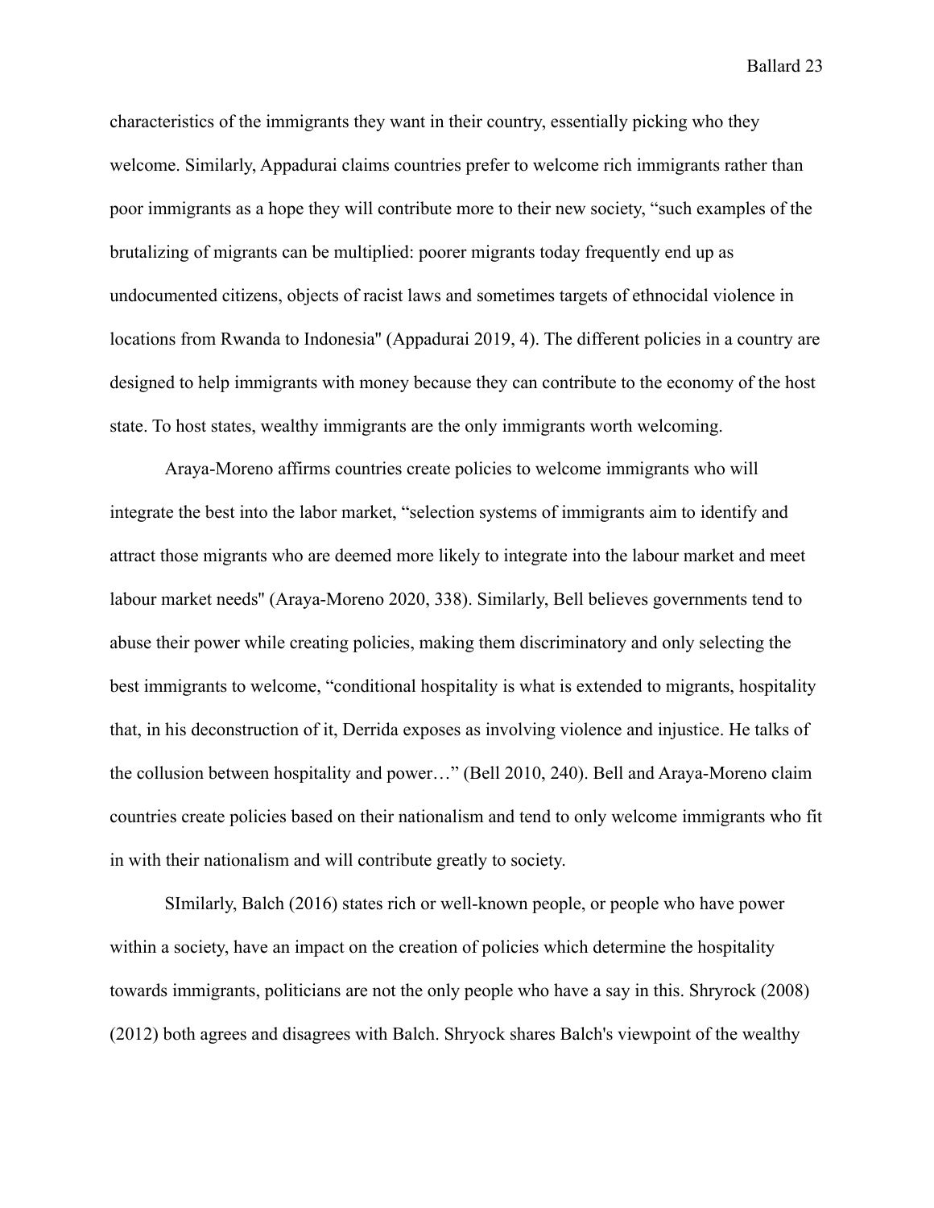characteristics of the immigrants they want in their country, essentially picking who they welcome. Similarly, Appadurai claims countries prefer to welcome rich immigrants rather than poor immigrants as a hope they will contribute more to their new society, “such examples of the brutalizing of migrants can be multiplied: poorer migrants today frequently end up as undocumented citizens, objects of racist laws and sometimes targets of ethnocidal violence in locations from Rwanda to Indonesia'' (Appadurai 2019, 4). The different policies in a country are designed to help immigrants with money because they can contribute to the economy of the host state. To host states, wealthy immigrants are the only immigrants worth welcoming.

Araya-Moreno affirms countries create policies to welcome immigrants who will integrate the best into the labor market, “selection systems of immigrants aim to identify and attract those migrants who are deemed more likely to integrate into the labour market and meet labour market needs'' (Araya-Moreno 2020, 338). Similarly, Bell believes governments tend to abuse their power while creating policies, making them discriminatory and only selecting the best immigrants to welcome, “conditional hospitality is what is extended to migrants, hospitality that, in his deconstruction of it, Derrida exposes as involving violence and injustice. He talks of the collusion between hospitality and power…” (Bell 2010, 240). Bell and Araya-Moreno claim countries create policies based on their nationalism and tend to only welcome immigrants who fit in with their nationalism and will contribute greatly to society.

SImilarly, Balch (2016) states rich or well-known people, or people who have power within a society, have an impact on the creation of policies which determine the hospitality towards immigrants, politicians are not the only people who have a say in this. Shryrock (2008) (2012) both agrees and disagrees with Balch. Shryock shares Balch's viewpoint of the wealthy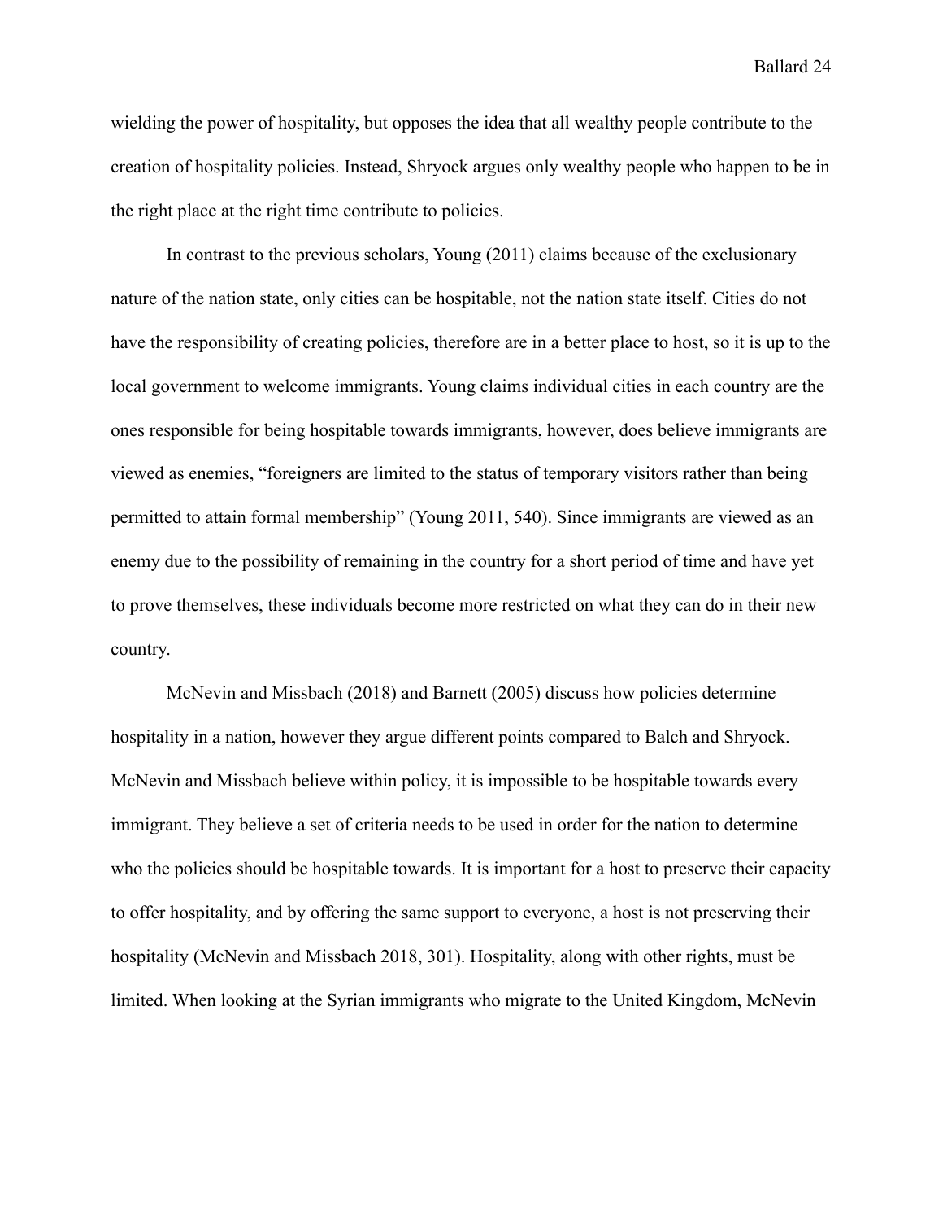wielding the power of hospitality, but opposes the idea that all wealthy people contribute to the creation of hospitality policies. Instead, Shryock argues only wealthy people who happen to be in the right place at the right time contribute to policies.

In contrast to the previous scholars, Young (2011) claims because of the exclusionary nature of the nation state, only cities can be hospitable, not the nation state itself. Cities do not have the responsibility of creating policies, therefore are in a better place to host, so it is up to the local government to welcome immigrants. Young claims individual cities in each country are the ones responsible for being hospitable towards immigrants, however, does believe immigrants are viewed as enemies, "foreigners are limited to the status of temporary visitors rather than being permitted to attain formal membership" (Young 2011, 540). Since immigrants are viewed as an enemy due to the possibility of remaining in the country for a short period of time and have yet to prove themselves, these individuals become more restricted on what they can do in their new country.

McNevin and Missbach (2018) and Barnett (2005) discuss how policies determine hospitality in a nation, however they argue different points compared to Balch and Shryock. McNevin and Missbach believe within policy, it is impossible to be hospitable towards every immigrant. They believe a set of criteria needs to be used in order for the nation to determine who the policies should be hospitable towards. It is important for a host to preserve their capacity to offer hospitality, and by offering the same support to everyone, a host is not preserving their hospitality (McNevin and Missbach 2018, 301). Hospitality, along with other rights, must be limited. When looking at the Syrian immigrants who migrate to the United Kingdom, McNevin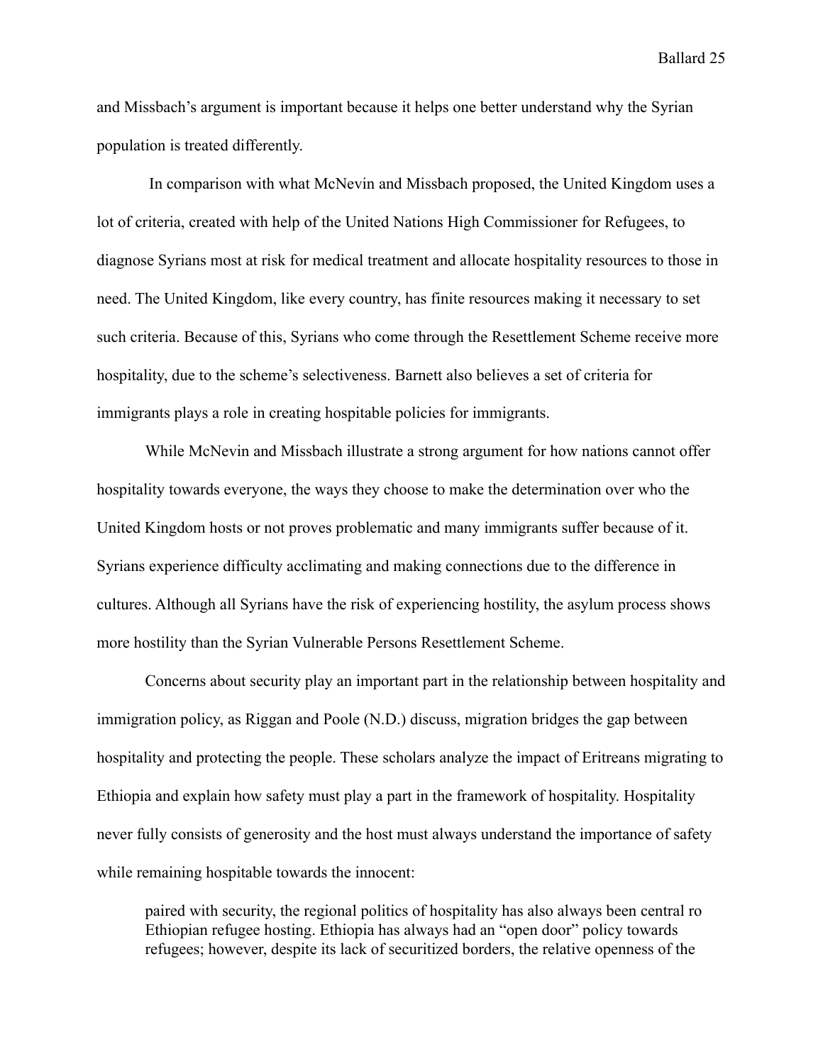and Missbach's argument is important because it helps one better understand why the Syrian population is treated differently.

In comparison with what McNevin and Missbach proposed, the United Kingdom uses a lot of criteria, created with help of the United Nations High Commissioner for Refugees, to diagnose Syrians most at risk for medical treatment and allocate hospitality resources to those in need. The United Kingdom, like every country, has finite resources making it necessary to set such criteria. Because of this, Syrians who come through the Resettlement Scheme receive more hospitality, due to the scheme's selectiveness. Barnett also believes a set of criteria for immigrants plays a role in creating hospitable policies for immigrants.

While McNevin and Missbach illustrate a strong argument for how nations cannot offer hospitality towards everyone, the ways they choose to make the determination over who the United Kingdom hosts or not proves problematic and many immigrants suffer because of it. Syrians experience difficulty acclimating and making connections due to the difference in cultures. Although all Syrians have the risk of experiencing hostility, the asylum process shows more hostility than the Syrian Vulnerable Persons Resettlement Scheme.

Concerns about security play an important part in the relationship between hospitality and immigration policy, as Riggan and Poole (N.D.) discuss, migration bridges the gap between hospitality and protecting the people. These scholars analyze the impact of Eritreans migrating to Ethiopia and explain how safety must play a part in the framework of hospitality. Hospitality never fully consists of generosity and the host must always understand the importance of safety while remaining hospitable towards the innocent:

> paired with security, the regional politics of hospitality has also always been central ro Ethiopian refugee hosting. Ethiopia has always had an "open door" policy towards refugees; however, despite its lack of securitized borders, the relative openness of the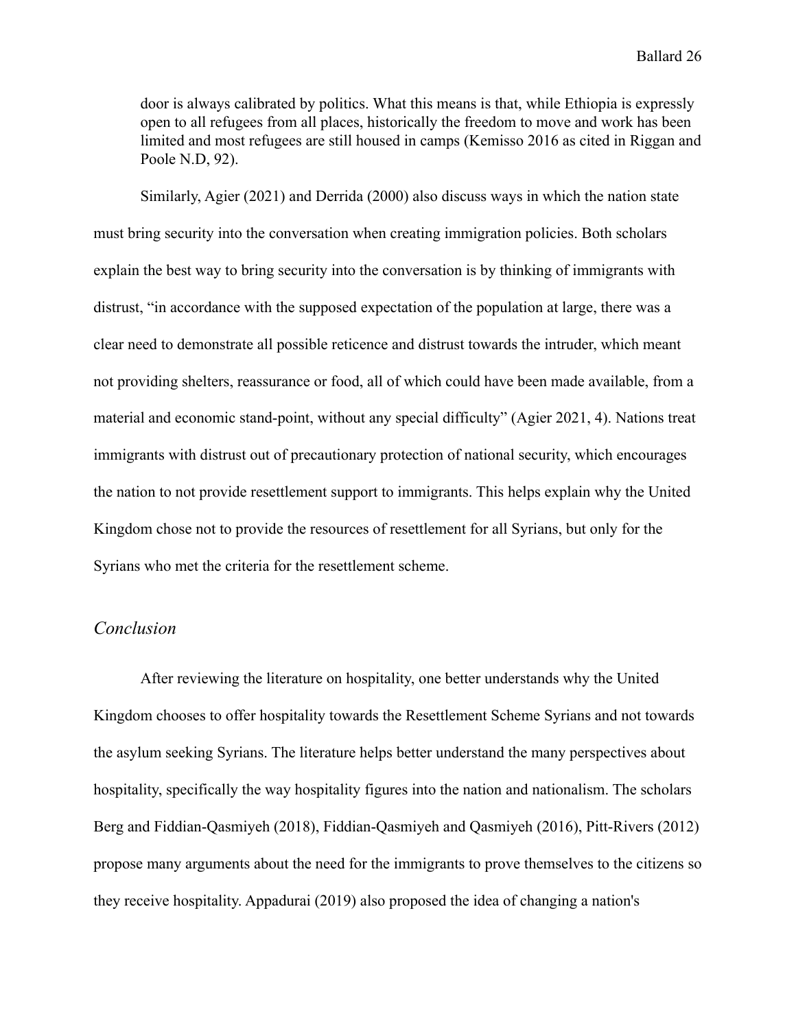> door is always calibrated by politics. What this means is that, while Ethiopia is expressly open to all refugees from all places, historically the freedom to move and work has been limited and most refugees are still housed in camps (Kemisso 2016 as cited in Riggan and Poole N.D, 92).

Similarly, Agier (2021) and Derrida (2000) also discuss ways in which the nation state must bring security into the conversation when creating immigration policies. Both scholars explain the best way to bring security into the conversation is by thinking of immigrants with distrust, "in accordance with the supposed expectation of the population at large, there was a clear need to demonstrate all possible reticence and distrust towards the intruder, which meant not providing shelters, reassurance or food, all of which could have been made available, from a material and economic stand-point, without any special difficulty" (Agier 2021, 4). Nations treat immigrants with distrust out of precautionary protection of national security, which encourages the nation to not provide resettlement support to immigrants. This helps explain why the United Kingdom chose not to provide the resources of resettlement for all Syrians, but only for the Syrians who met the criteria for the resettlement scheme.

## *Conclusion*

After reviewing the literature on hospitality, one better understands why the United Kingdom chooses to offer hospitality towards the Resettlement Scheme Syrians and not towards the asylum seeking Syrians. The literature helps better understand the many perspectives about hospitality, specifically the way hospitality figures into the nation and nationalism. The scholars Berg and Fiddian-Qasmiyeh (2018), Fiddian-Qasmiyeh and Qasmiyeh (2016), Pitt-Rivers (2012) propose many arguments about the need for the immigrants to prove themselves to the citizens so they receive hospitality. Appadurai (2019) also proposed the idea of changing a nation's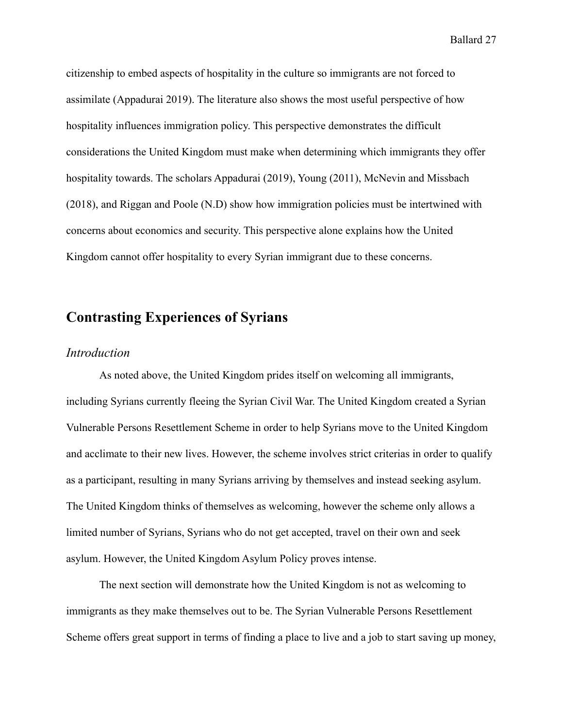citizenship to embed aspects of hospitality in the culture so immigrants are not forced to assimilate (Appadurai 2019). The literature also shows the most useful perspective of how hospitality influences immigration policy. This perspective demonstrates the difficult considerations the United Kingdom must make when determining which immigrants they offer hospitality towards. The scholars Appadurai (2019), Young (2011), McNevin and Missbach (2018), and Riggan and Poole (N.D) show how immigration policies must be intertwined with concerns about economics and security. This perspective alone explains how the United Kingdom cannot offer hospitality to every Syrian immigrant due to these concerns.

## Contrasting Experiences of Syrians

### *Introduction*

As noted above, the United Kingdom prides itself on welcoming all immigrants, including Syrians currently fleeing the Syrian Civil War. The United Kingdom created a Syrian Vulnerable Persons Resettlement Scheme in order to help Syrians move to the United Kingdom and acclimate to their new lives. However, the scheme involves strict criterias in order to qualify as a participant, resulting in many Syrians arriving by themselves and instead seeking asylum. The United Kingdom thinks of themselves as welcoming, however the scheme only allows a limited number of Syrians, Syrians who do not get accepted, travel on their own and seek asylum. However, the United Kingdom Asylum Policy proves intense.

The next section will demonstrate how the United Kingdom is not as welcoming to immigrants as they make themselves out to be. The Syrian Vulnerable Persons Resettlement Scheme offers great support in terms of finding a place to live and a job to start saving up money,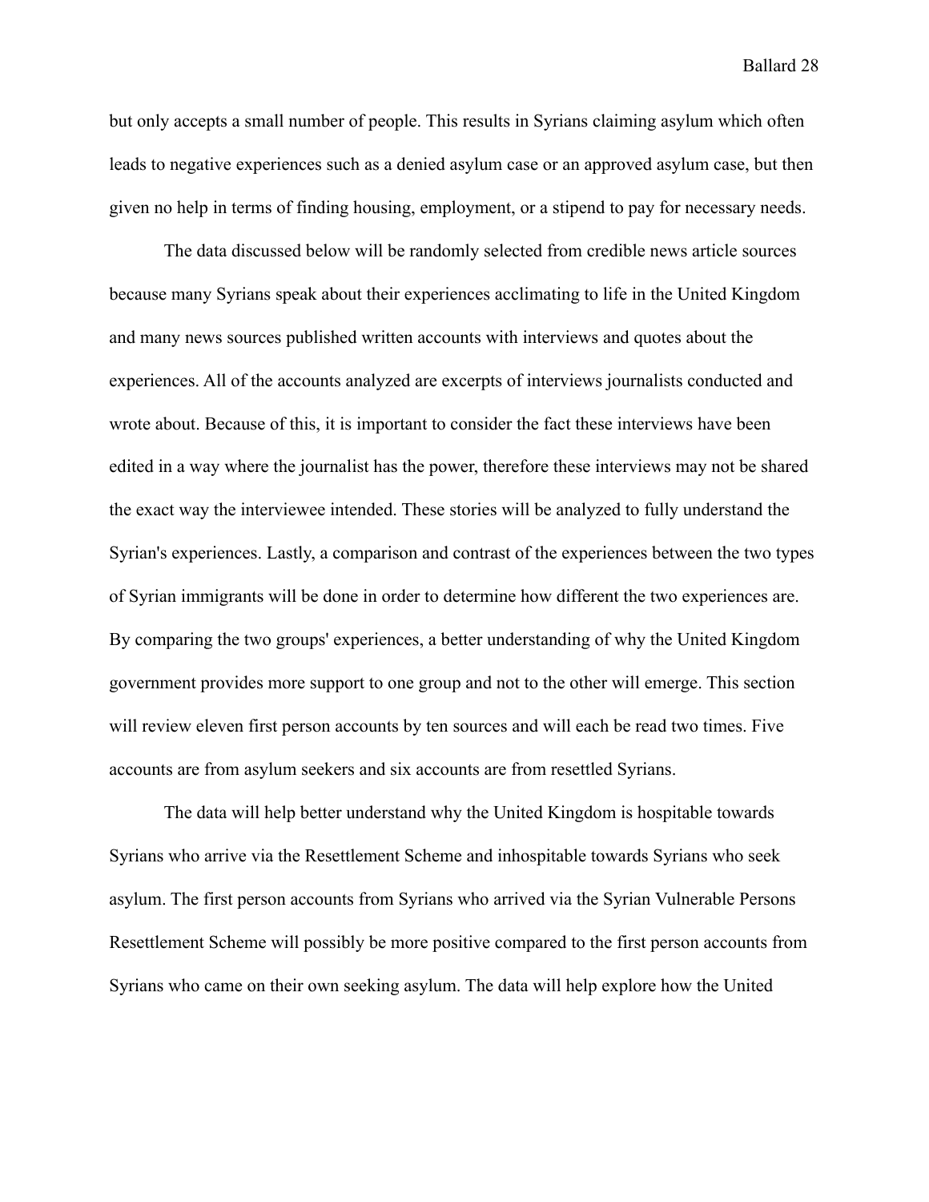but only accepts a small number of people. This results in Syrians claiming asylum which often leads to negative experiences such as a denied asylum case or an approved asylum case, but then given no help in terms of finding housing, employment, or a stipend to pay for necessary needs.

The data discussed below will be randomly selected from credible news article sources because many Syrians speak about their experiences acclimating to life in the United Kingdom and many news sources published written accounts with interviews and quotes about the experiences. All of the accounts analyzed are excerpts of interviews journalists conducted and wrote about. Because of this, it is important to consider the fact these interviews have been edited in a way where the journalist has the power, therefore these interviews may not be shared the exact way the interviewee intended. These stories will be analyzed to fully understand the Syrian's experiences. Lastly, a comparison and contrast of the experiences between the two types of Syrian immigrants will be done in order to determine how different the two experiences are. By comparing the two groups' experiences, a better understanding of why the United Kingdom government provides more support to one group and not to the other will emerge. This section will review eleven first person accounts by ten sources and will each be read two times. Five accounts are from asylum seekers and six accounts are from resettled Syrians.

The data will help better understand why the United Kingdom is hospitable towards Syrians who arrive via the Resettlement Scheme and inhospitable towards Syrians who seek asylum. The first person accounts from Syrians who arrived via the Syrian Vulnerable Persons Resettlement Scheme will possibly be more positive compared to the first person accounts from Syrians who came on their own seeking asylum. The data will help explore how the United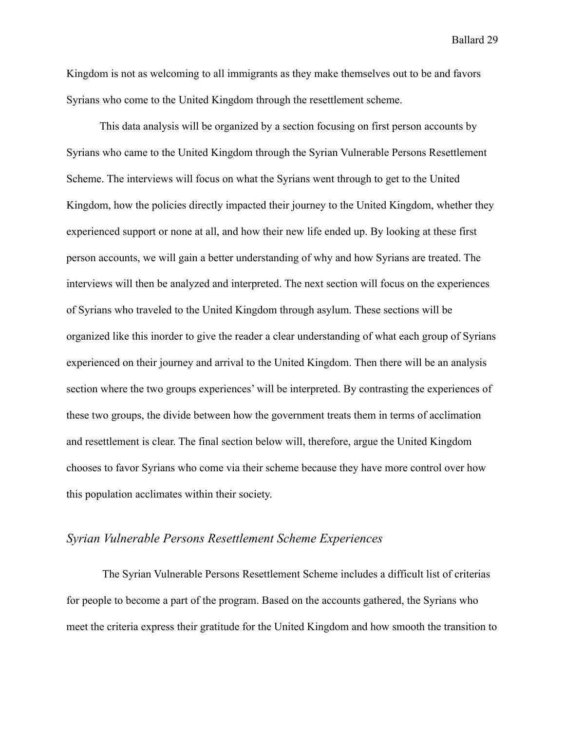Kingdom is not as welcoming to all immigrants as they make themselves out to be and favors Syrians who come to the United Kingdom through the resettlement scheme.

This data analysis will be organized by a section focusing on first person accounts by Syrians who came to the United Kingdom through the Syrian Vulnerable Persons Resettlement Scheme. The interviews will focus on what the Syrians went through to get to the United Kingdom, how the policies directly impacted their journey to the United Kingdom, whether they experienced support or none at all, and how their new life ended up. By looking at these first person accounts, we will gain a better understanding of why and how Syrians are treated. The interviews will then be analyzed and interpreted. The next section will focus on the experiences of Syrians who traveled to the United Kingdom through asylum. These sections will be organized like this inorder to give the reader a clear understanding of what each group of Syrians experienced on their journey and arrival to the United Kingdom. Then there will be an analysis section where the two groups experiences' will be interpreted. By contrasting the experiences of these two groups, the divide between how the government treats them in terms of acclimation and resettlement is clear. The final section below will, therefore, argue the United Kingdom chooses to favor Syrians who come via their scheme because they have more control over how this population acclimates within their society.

## *Syrian Vulnerable Persons Resettlement Scheme Experiences*

The Syrian Vulnerable Persons Resettlement Scheme includes a difficult list of criterias for people to become a part of the program. Based on the accounts gathered, the Syrians who meet the criteria express their gratitude for the United Kingdom and how smooth the transition to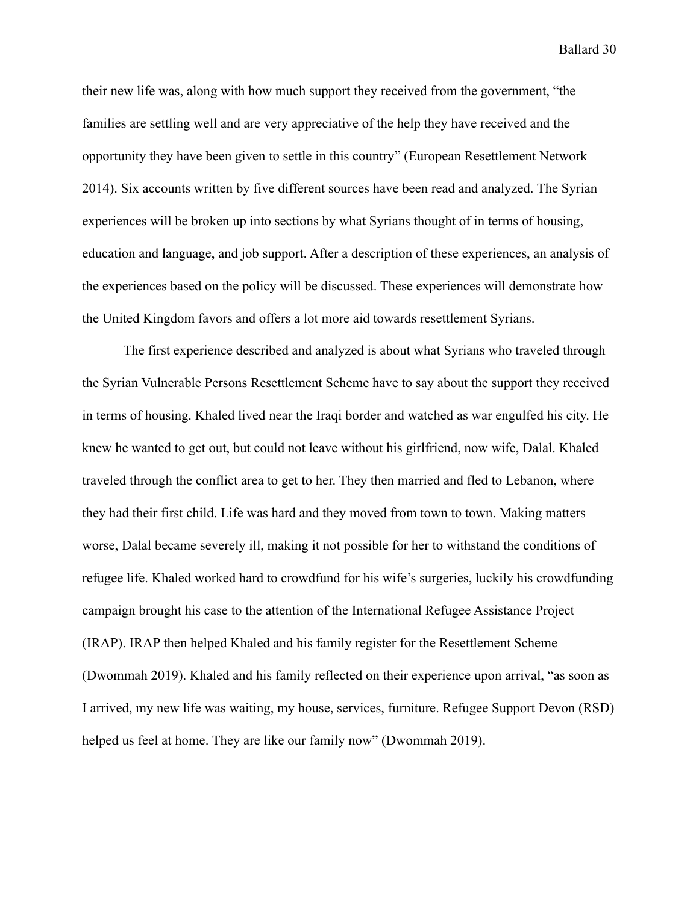their new life was, along with how much support they received from the government, "the families are settling well and are very appreciative of the help they have received and the opportunity they have been given to settle in this country" (European Resettlement Network 2014). Six accounts written by five different sources have been read and analyzed. The Syrian experiences will be broken up into sections by what Syrians thought of in terms of housing, education and language, and job support. After a description of these experiences, an analysis of the experiences based on the policy will be discussed. These experiences will demonstrate how the United Kingdom favors and offers a lot more aid towards resettlement Syrians.

The first experience described and analyzed is about what Syrians who traveled through the Syrian Vulnerable Persons Resettlement Scheme have to say about the support they received in terms of housing. Khaled lived near the Iraqi border and watched as war engulfed his city. He knew he wanted to get out, but could not leave without his girlfriend, now wife, Dalal. Khaled traveled through the conflict area to get to her. They then married and fled to Lebanon, where they had their first child. Life was hard and they moved from town to town. Making matters worse, Dalal became severely ill, making it not possible for her to withstand the conditions of refugee life. Khaled worked hard to crowdfund for his wife's surgeries, luckily his crowdfunding campaign brought his case to the attention of the International Refugee Assistance Project (IRAP). IRAP then helped Khaled and his family register for the Resettlement Scheme (Dwommah 2019). Khaled and his family reflected on their experience upon arrival, "as soon as I arrived, my new life was waiting, my house, services, furniture. Refugee Support Devon (RSD) helped us feel at home. They are like our family now" (Dwommah 2019).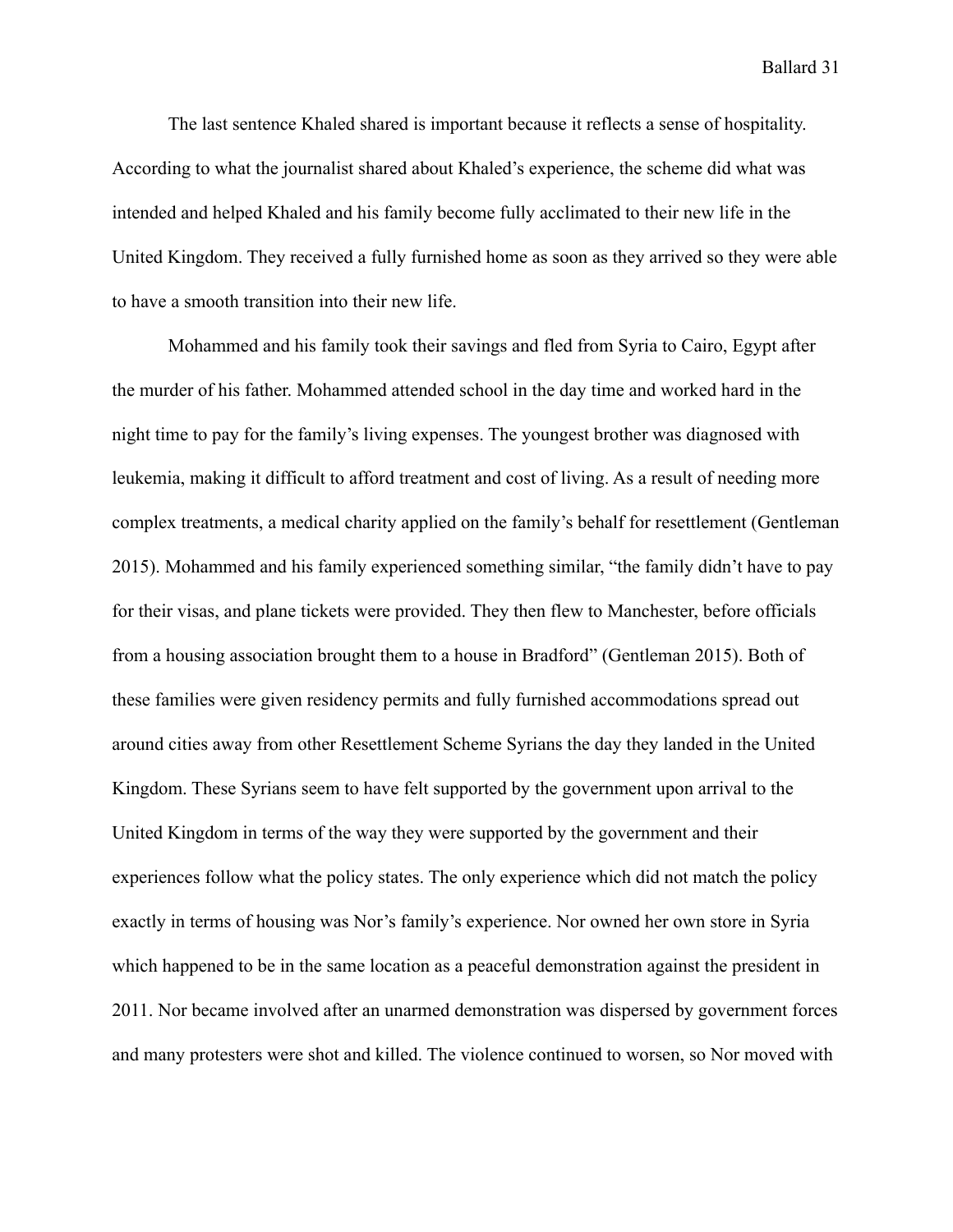The last sentence Khaled shared is important because it reflects a sense of hospitality. According to what the journalist shared about Khaled's experience, the scheme did what was intended and helped Khaled and his family become fully acclimated to their new life in the United Kingdom. They received a fully furnished home as soon as they arrived so they were able to have a smooth transition into their new life.

Mohammed and his family took their savings and fled from Syria to Cairo, Egypt after the murder of his father. Mohammed attended school in the day time and worked hard in the night time to pay for the family's living expenses. The youngest brother was diagnosed with leukemia, making it difficult to afford treatment and cost of living. As a result of needing more complex treatments, a medical charity applied on the family's behalf for resettlement (Gentleman 2015). Mohammed and his family experienced something similar, "the family didn't have to pay for their visas, and plane tickets were provided. They then flew to Manchester, before officials from a housing association brought them to a house in Bradford" (Gentleman 2015). Both of these families were given residency permits and fully furnished accommodations spread out around cities away from other Resettlement Scheme Syrians the day they landed in the United Kingdom. These Syrians seem to have felt supported by the government upon arrival to the United Kingdom in terms of the way they were supported by the government and their experiences follow what the policy states. The only experience which did not match the policy exactly in terms of housing was Nor's family's experience. Nor owned her own store in Syria which happened to be in the same location as a peaceful demonstration against the president in 2011. Nor became involved after an unarmed demonstration was dispersed by government forces and many protesters were shot and killed. The violence continued to worsen, so Nor moved with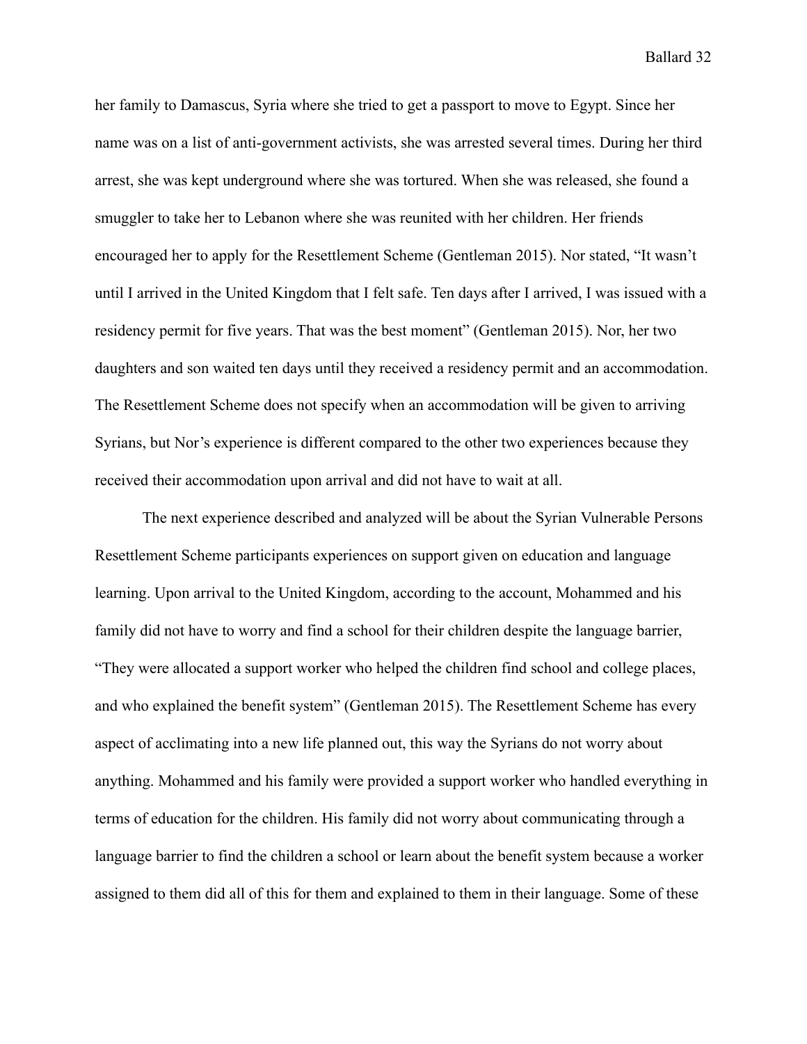her family to Damascus, Syria where she tried to get a passport to move to Egypt. Since her name was on a list of anti-government activists, she was arrested several times. During her third arrest, she was kept underground where she was tortured. When she was released, she found a smuggler to take her to Lebanon where she was reunited with her children. Her friends encouraged her to apply for the Resettlement Scheme (Gentleman 2015). Nor stated, "It wasn't until I arrived in the United Kingdom that I felt safe. Ten days after I arrived, I was issued with a residency permit for five years. That was the best moment" (Gentleman 2015). Nor, her two daughters and son waited ten days until they received a residency permit and an accommodation. The Resettlement Scheme does not specify when an accommodation will be given to arriving Syrians, but Nor's experience is different compared to the other two experiences because they received their accommodation upon arrival and did not have to wait at all.

The next experience described and analyzed will be about the Syrian Vulnerable Persons Resettlement Scheme participants experiences on support given on education and language learning. Upon arrival to the United Kingdom, according to the account, Mohammed and his family did not have to worry and find a school for their children despite the language barrier, "They were allocated a support worker who helped the children find school and college places, and who explained the benefit system" (Gentleman 2015). The Resettlement Scheme has every aspect of acclimating into a new life planned out, this way the Syrians do not worry about anything. Mohammed and his family were provided a support worker who handled everything in terms of education for the children. His family did not worry about communicating through a language barrier to find the children a school or learn about the benefit system because a worker assigned to them did all of this for them and explained to them in their language. Some of these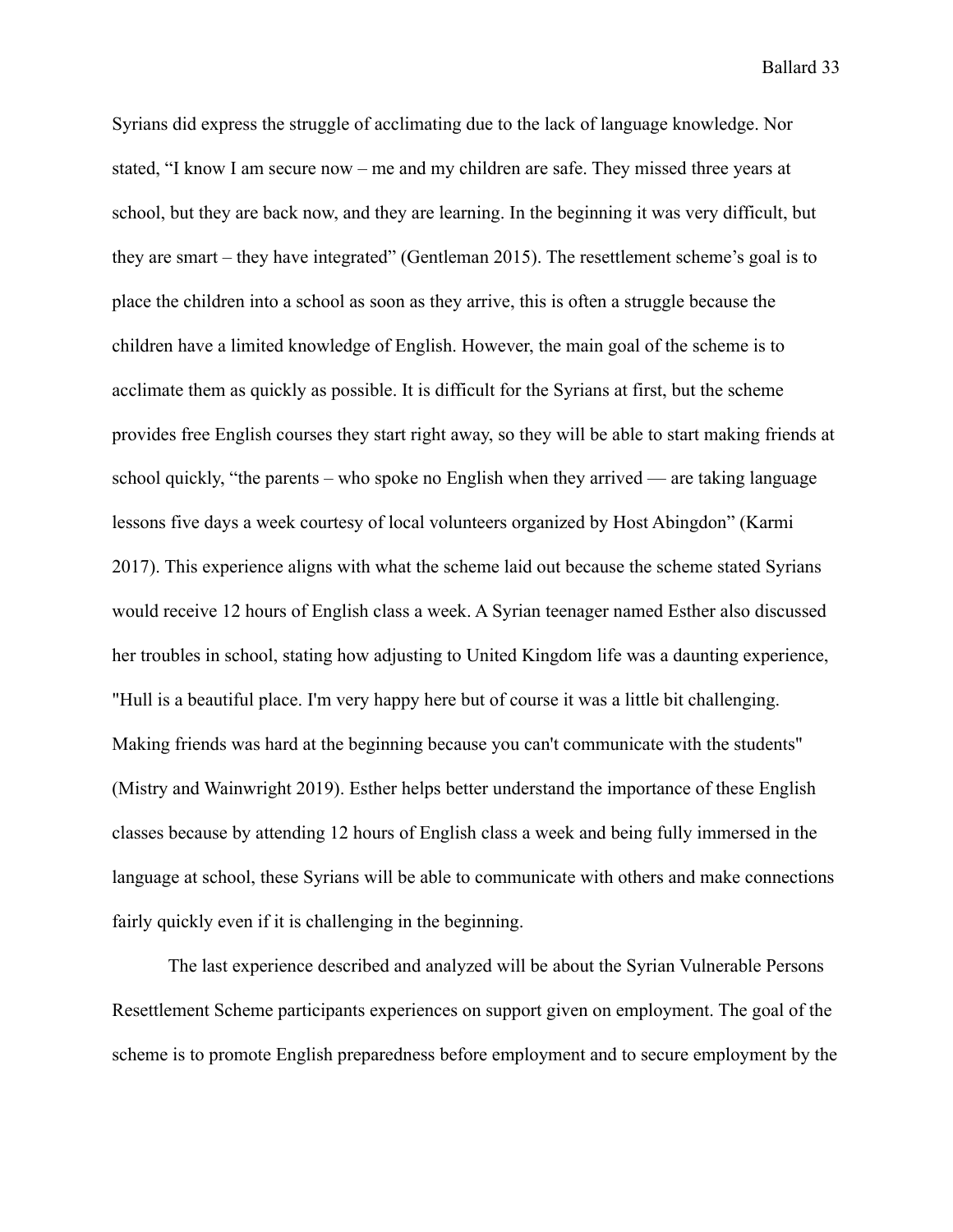Syrians did express the struggle of acclimating due to the lack of language knowledge. Nor stated, "I know I am secure now – me and my children are safe. They missed three years at school, but they are back now, and they are learning. In the beginning it was very difficult, but they are smart – they have integrated" (Gentleman 2015). The resettlement scheme's goal is to place the children into a school as soon as they arrive, this is often a struggle because the children have a limited knowledge of English. However, the main goal of the scheme is to acclimate them as quickly as possible. It is difficult for the Syrians at first, but the scheme provides free English courses they start right away, so they will be able to start making friends at school quickly, "the parents – who spoke no English when they arrived — are taking language lessons five days a week courtesy of local volunteers organized by Host Abingdon" (Karmi 2017). This experience aligns with what the scheme laid out because the scheme stated Syrians would receive 12 hours of English class a week. A Syrian teenager named Esther also discussed her troubles in school, stating how adjusting to United Kingdom life was a daunting experience, "Hull is a beautiful place. I'm very happy here but of course it was a little bit challenging. Making friends was hard at the beginning because you can't communicate with the students" (Mistry and Wainwright 2019). Esther helps better understand the importance of these English classes because by attending 12 hours of English class a week and being fully immersed in the language at school, these Syrians will be able to communicate with others and make connections fairly quickly even if it is challenging in the beginning.

The last experience described and analyzed will be about the Syrian Vulnerable Persons Resettlement Scheme participants experiences on support given on employment. The goal of the scheme is to promote English preparedness before employment and to secure employment by the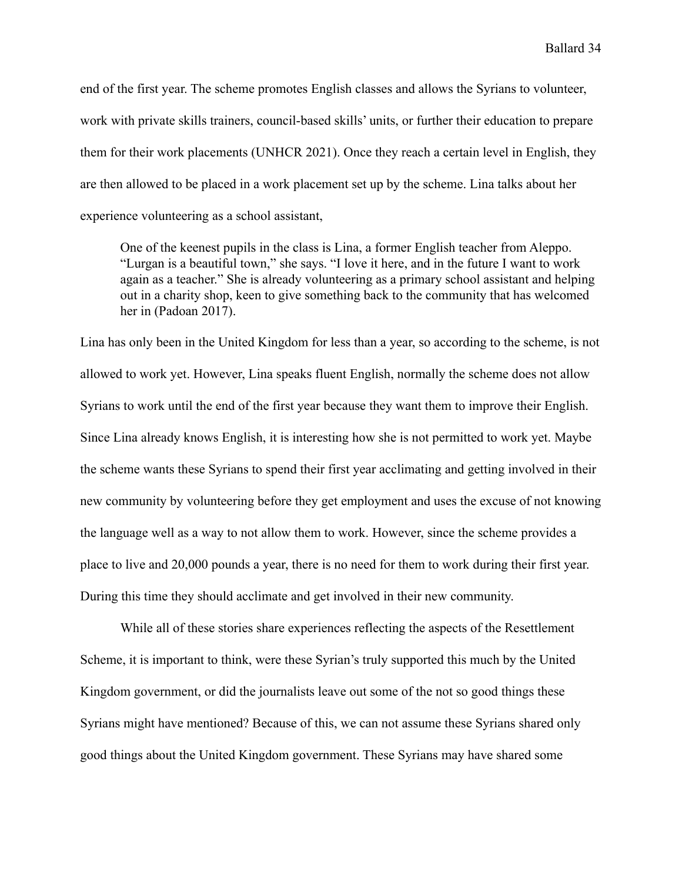end of the first year. The scheme promotes English classes and allows the Syrians to volunteer, work with private skills trainers, council-based skills' units, or further their education to prepare them for their work placements (UNHCR 2021). Once they reach a certain level in English, they are then allowed to be placed in a work placement set up by the scheme. Lina talks about her experience volunteering as a school assistant,

> One of the keenest pupils in the class is Lina, a former English teacher from Aleppo. "Lurgan is a beautiful town," she says. "I love it here, and in the future I want to work again as a teacher." She is already volunteering as a primary school assistant and helping out in a charity shop, keen to give something back to the community that has welcomed her in (Padoan 2017).

Lina has only been in the United Kingdom for less than a year, so according to the scheme, is not allowed to work yet. However, Lina speaks fluent English, normally the scheme does not allow Syrians to work until the end of the first year because they want them to improve their English. Since Lina already knows English, it is interesting how she is not permitted to work yet. Maybe the scheme wants these Syrians to spend their first year acclimating and getting involved in their new community by volunteering before they get employment and uses the excuse of not knowing the language well as a way to not allow them to work. However, since the scheme provides a place to live and 20,000 pounds a year, there is no need for them to work during their first year. During this time they should acclimate and get involved in their new community.

While all of these stories share experiences reflecting the aspects of the Resettlement Scheme, it is important to think, were these Syrian's truly supported this much by the United Kingdom government, or did the journalists leave out some of the not so good things these Syrians might have mentioned? Because of this, we can not assume these Syrians shared only good things about the United Kingdom government. These Syrians may have shared some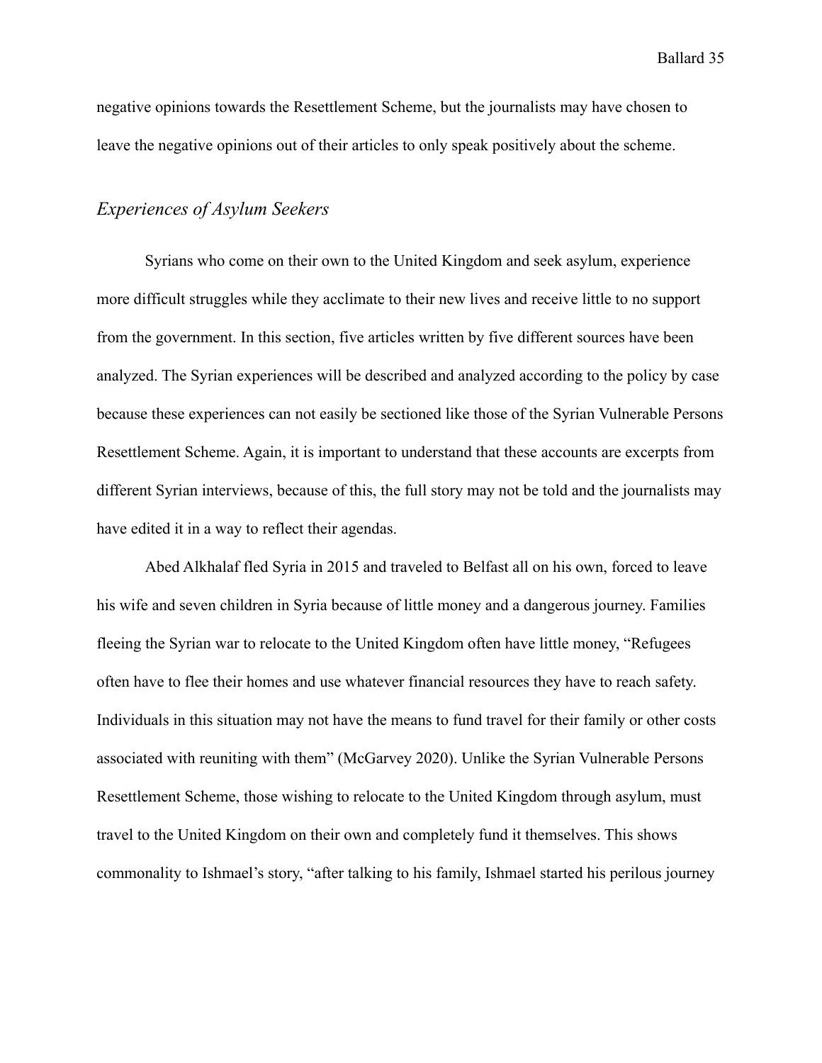negative opinions towards the Resettlement Scheme, but the journalists may have chosen to leave the negative opinions out of their articles to only speak positively about the scheme.

### *Experiences of Asylum Seekers*

Syrians who come on their own to the United Kingdom and seek asylum, experience more difficult struggles while they acclimate to their new lives and receive little to no support from the government. In this section, five articles written by five different sources have been analyzed. The Syrian experiences will be described and analyzed according to the policy by case because these experiences can not easily be sectioned like those of the Syrian Vulnerable Persons Resettlement Scheme. Again, it is important to understand that these accounts are excerpts from different Syrian interviews, because of this, the full story may not be told and the journalists may have edited it in a way to reflect their agendas.

Abed Alkhalaf fled Syria in 2015 and traveled to Belfast all on his own, forced to leave his wife and seven children in Syria because of little money and a dangerous journey. Families fleeing the Syrian war to relocate to the United Kingdom often have little money, "Refugees often have to flee their homes and use whatever financial resources they have to reach safety. Individuals in this situation may not have the means to fund travel for their family or other costs associated with reuniting with them" (McGarvey 2020). Unlike the Syrian Vulnerable Persons Resettlement Scheme, those wishing to relocate to the United Kingdom through asylum, must travel to the United Kingdom on their own and completely fund it themselves. This shows commonality to Ishmael's story, "after talking to his family, Ishmael started his perilous journey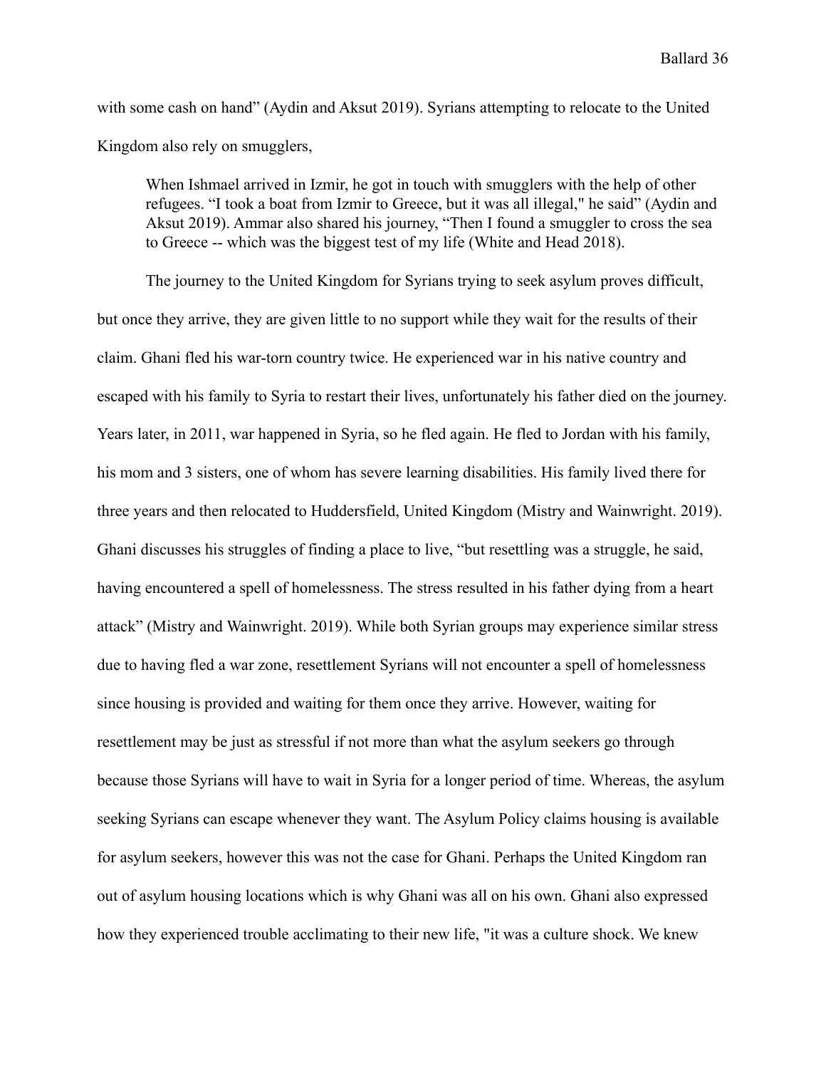with some cash on hand" (Aydin and Aksut 2019). Syrians attempting to relocate to the United Kingdom also rely on smugglers,

> When Ishmael arrived in Izmir, he got in touch with smugglers with the help of other refugees. "I took a boat from Izmir to Greece, but it was all illegal," he said" (Aydin and Aksut 2019). Ammar also shared his journey, "Then I found a smuggler to cross the sea to Greece -- which was the biggest test of my life (White and Head 2018).

The journey to the United Kingdom for Syrians trying to seek asylum proves difficult, but once they arrive, they are given little to no support while they wait for the results of their claim. Ghani fled his war-torn country twice. He experienced war in his native country and escaped with his family to Syria to restart their lives, unfortunately his father died on the journey. Years later, in 2011, war happened in Syria, so he fled again. He fled to Jordan with his family, his mom and 3 sisters, one of whom has severe learning disabilities. His family lived there for three years and then relocated to Huddersfield, United Kingdom (Mistry and Wainwright. 2019). Ghani discusses his struggles of finding a place to live, "but resettling was a struggle, he said, having encountered a spell of homelessness. The stress resulted in his father dying from a heart attack" (Mistry and Wainwright. 2019). While both Syrian groups may experience similar stress due to having fled a war zone, resettlement Syrians will not encounter a spell of homelessness since housing is provided and waiting for them once they arrive. However, waiting for resettlement may be just as stressful if not more than what the asylum seekers go through because those Syrians will have to wait in Syria for a longer period of time. Whereas, the asylum seeking Syrians can escape whenever they want. The Asylum Policy claims housing is available for asylum seekers, however this was not the case for Ghani. Perhaps the United Kingdom ran out of asylum housing locations which is why Ghani was all on his own. Ghani also expressed how they experienced trouble acclimating to their new life, "it was a culture shock. We knew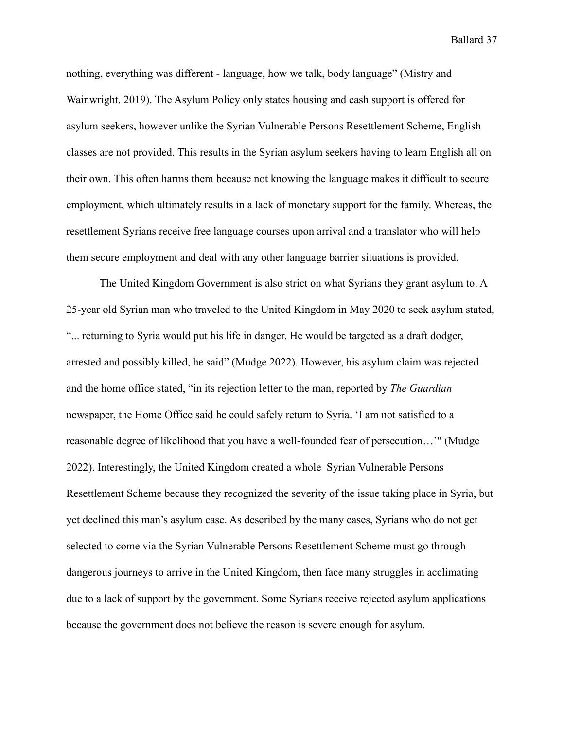nothing, everything was different - language, how we talk, body language" (Mistry and Wainwright. 2019). The Asylum Policy only states housing and cash support is offered for asylum seekers, however unlike the Syrian Vulnerable Persons Resettlement Scheme, English classes are not provided. This results in the Syrian asylum seekers having to learn English all on their own. This often harms them because not knowing the language makes it difficult to secure employment, which ultimately results in a lack of monetary support for the family. Whereas, the resettlement Syrians receive free language courses upon arrival and a translator who will help them secure employment and deal with any other language barrier situations is provided.

The United Kingdom Government is also strict on what Syrians they grant asylum to. A 25-year old Syrian man who traveled to the United Kingdom in May 2020 to seek asylum stated, "... returning to Syria would put his life in danger. He would be targeted as a draft dodger, arrested and possibly killed, he said" (Mudge 2022). However, his asylum claim was rejected and the home office stated, "in its rejection letter to the man, reported by *The Guardian* newspaper, the Home Office said he could safely return to Syria. 'I am not satisfied to a reasonable degree of likelihood that you have a well-founded fear of persecution…'" (Mudge 2022). Interestingly, the United Kingdom created a whole Syrian Vulnerable Persons Resettlement Scheme because they recognized the severity of the issue taking place in Syria, but yet declined this man's asylum case. As described by the many cases, Syrians who do not get selected to come via the Syrian Vulnerable Persons Resettlement Scheme must go through dangerous journeys to arrive in the United Kingdom, then face many struggles in acclimating due to a lack of support by the government. Some Syrians receive rejected asylum applications because the government does not believe the reason is severe enough for asylum.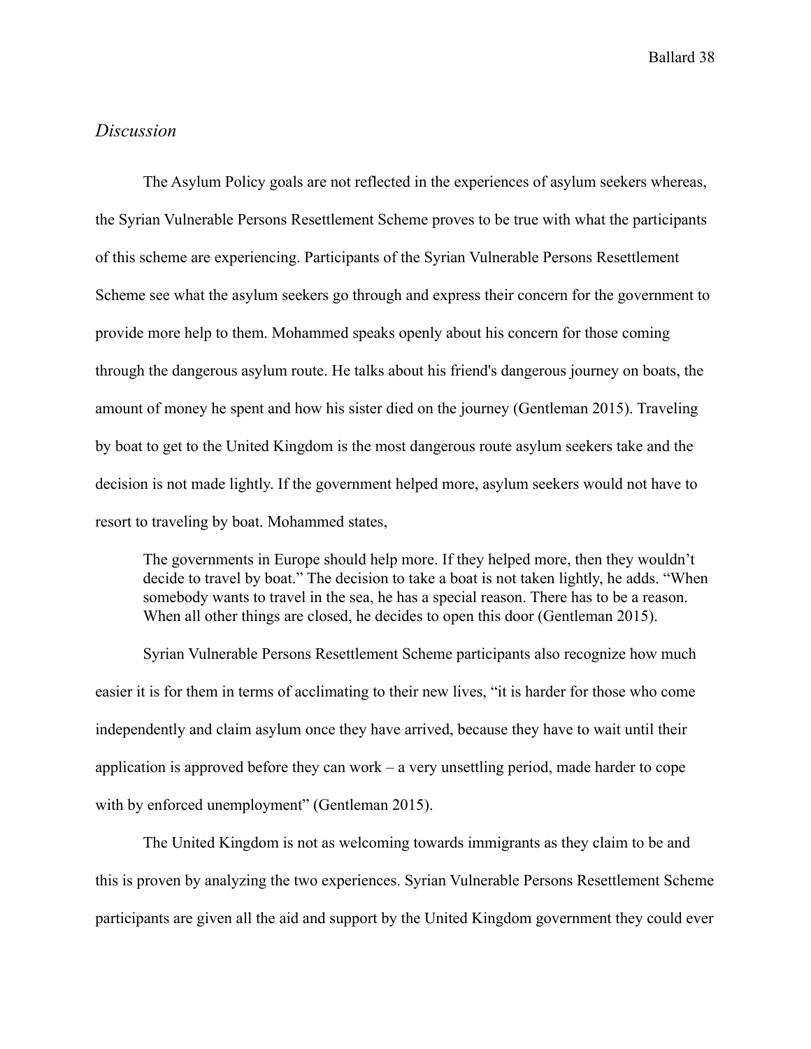## *Discussion*

The Asylum Policy goals are not reflected in the experiences of asylum seekers whereas, the Syrian Vulnerable Persons Resettlement Scheme proves to be true with what the participants of this scheme are experiencing. Participants of the Syrian Vulnerable Persons Resettlement Scheme see what the asylum seekers go through and express their concern for the government to provide more help to them. Mohammed speaks openly about his concern for those coming through the dangerous asylum route. He talks about his friend's dangerous journey on boats, the amount of money he spent and how his sister died on the journey (Gentleman 2015). Traveling by boat to get to the United Kingdom is the most dangerous route asylum seekers take and the decision is not made lightly. If the government helped more, asylum seekers would not have to resort to traveling by boat. Mohammed states,

> The governments in Europe should help more. If they helped more, then they wouldn't decide to travel by boat." The decision to take a boat is not taken lightly, he adds. "When somebody wants to travel in the sea, he has a special reason. There has to be a reason. When all other things are closed, he decides to open this door (Gentleman 2015).

Syrian Vulnerable Persons Resettlement Scheme participants also recognize how much easier it is for them in terms of acclimating to their new lives, "it is harder for those who come independently and claim asylum once they have arrived, because they have to wait until their application is approved before they can work – a very unsettling period, made harder to cope with by enforced unemployment" (Gentleman 2015).

The United Kingdom is not as welcoming towards immigrants as they claim to be and this is proven by analyzing the two experiences. Syrian Vulnerable Persons Resettlement Scheme participants are given all the aid and support by the United Kingdom government they could ever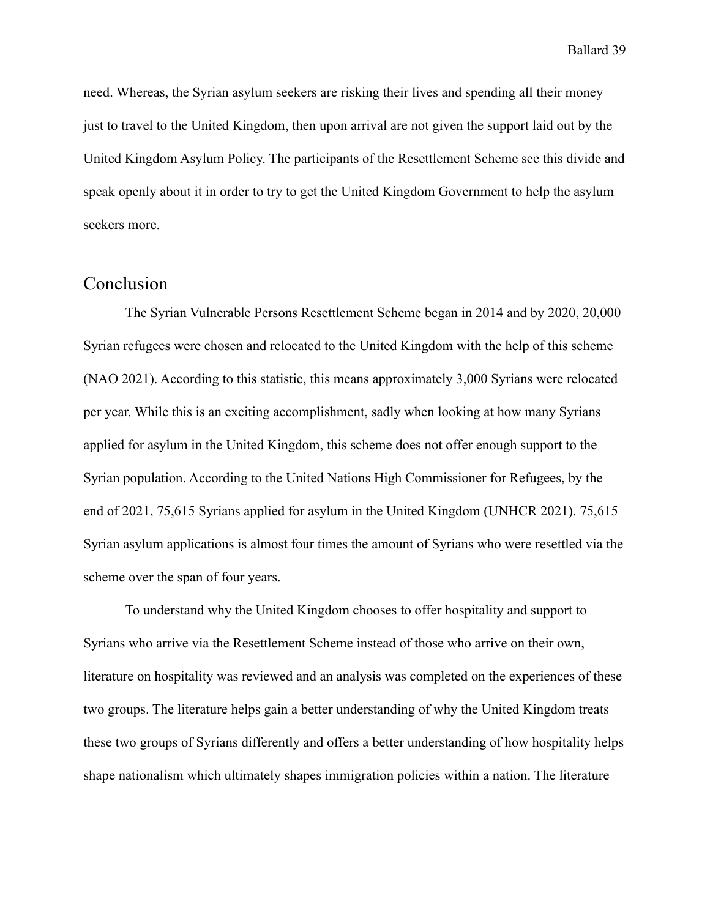need. Whereas, the Syrian asylum seekers are risking their lives and spending all their money just to travel to the United Kingdom, then upon arrival are not given the support laid out by the United Kingdom Asylum Policy. The participants of the Resettlement Scheme see this divide and speak openly about it in order to try to get the United Kingdom Government to help the asylum seekers more.

## Conclusion

The Syrian Vulnerable Persons Resettlement Scheme began in 2014 and by 2020, 20,000 Syrian refugees were chosen and relocated to the United Kingdom with the help of this scheme (NAO 2021). According to this statistic, this means approximately 3,000 Syrians were relocated per year. While this is an exciting accomplishment, sadly when looking at how many Syrians applied for asylum in the United Kingdom, this scheme does not offer enough support to the Syrian population. According to the United Nations High Commissioner for Refugees, by the end of 2021, 75,615 Syrians applied for asylum in the United Kingdom (UNHCR 2021). 75,615 Syrian asylum applications is almost four times the amount of Syrians who were resettled via the scheme over the span of four years.

To understand why the United Kingdom chooses to offer hospitality and support to Syrians who arrive via the Resettlement Scheme instead of those who arrive on their own, literature on hospitality was reviewed and an analysis was completed on the experiences of these two groups. The literature helps gain a better understanding of why the United Kingdom treats these two groups of Syrians differently and offers a better understanding of how hospitality helps shape nationalism which ultimately shapes immigration policies within a nation. The literature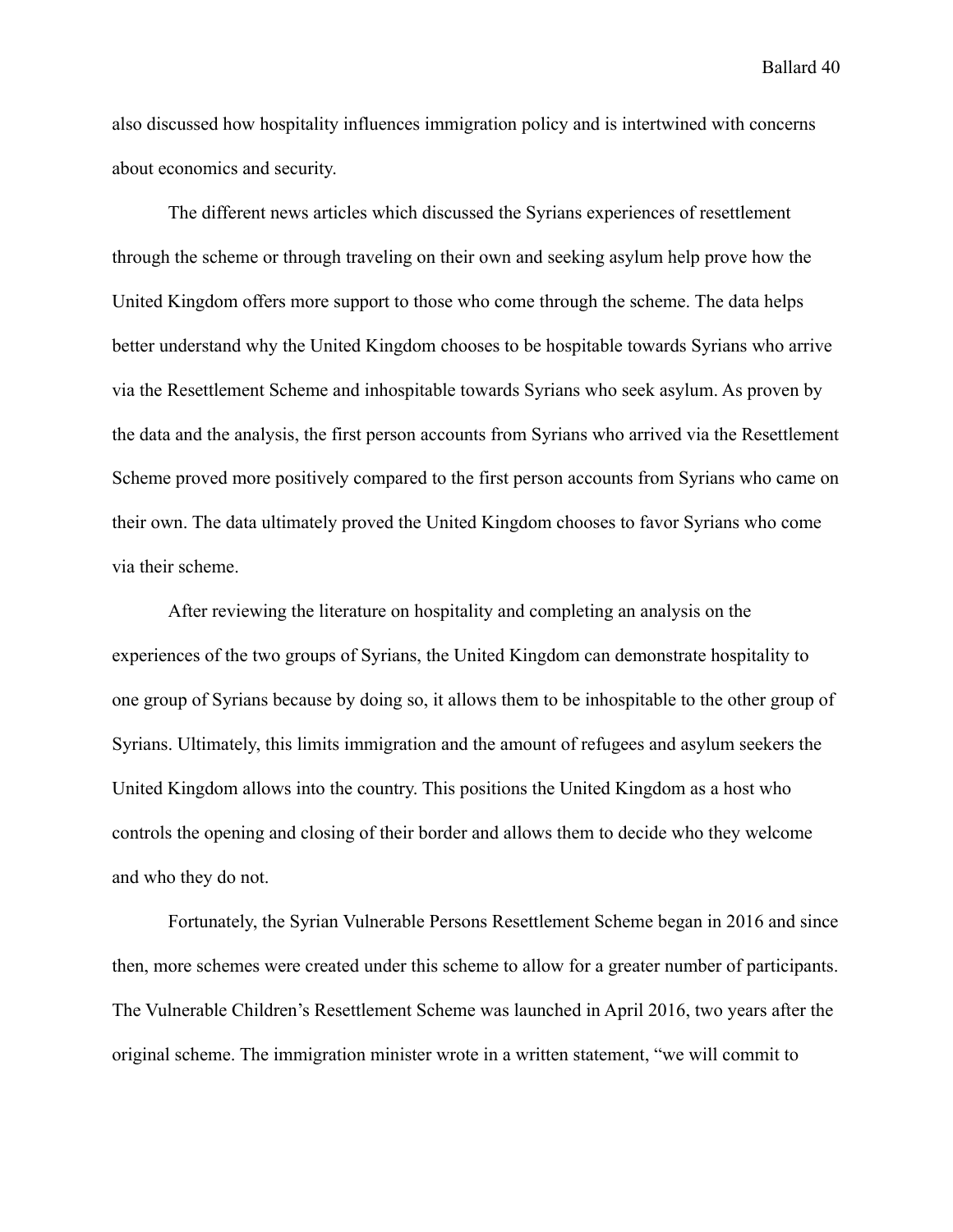also discussed how hospitality influences immigration policy and is intertwined with concerns about economics and security.

The different news articles which discussed the Syrians experiences of resettlement through the scheme or through traveling on their own and seeking asylum help prove how the United Kingdom offers more support to those who come through the scheme. The data helps better understand why the United Kingdom chooses to be hospitable towards Syrians who arrive via the Resettlement Scheme and inhospitable towards Syrians who seek asylum. As proven by the data and the analysis, the first person accounts from Syrians who arrived via the Resettlement Scheme proved more positively compared to the first person accounts from Syrians who came on their own. The data ultimately proved the United Kingdom chooses to favor Syrians who come via their scheme.

After reviewing the literature on hospitality and completing an analysis on the experiences of the two groups of Syrians, the United Kingdom can demonstrate hospitality to one group of Syrians because by doing so, it allows them to be inhospitable to the other group of Syrians. Ultimately, this limits immigration and the amount of refugees and asylum seekers the United Kingdom allows into the country. This positions the United Kingdom as a host who controls the opening and closing of their border and allows them to decide who they welcome and who they do not.

Fortunately, the Syrian Vulnerable Persons Resettlement Scheme began in 2016 and since then, more schemes were created under this scheme to allow for a greater number of participants. The Vulnerable Children's Resettlement Scheme was launched in April 2016, two years after the original scheme. The immigration minister wrote in a written statement, "we will commit to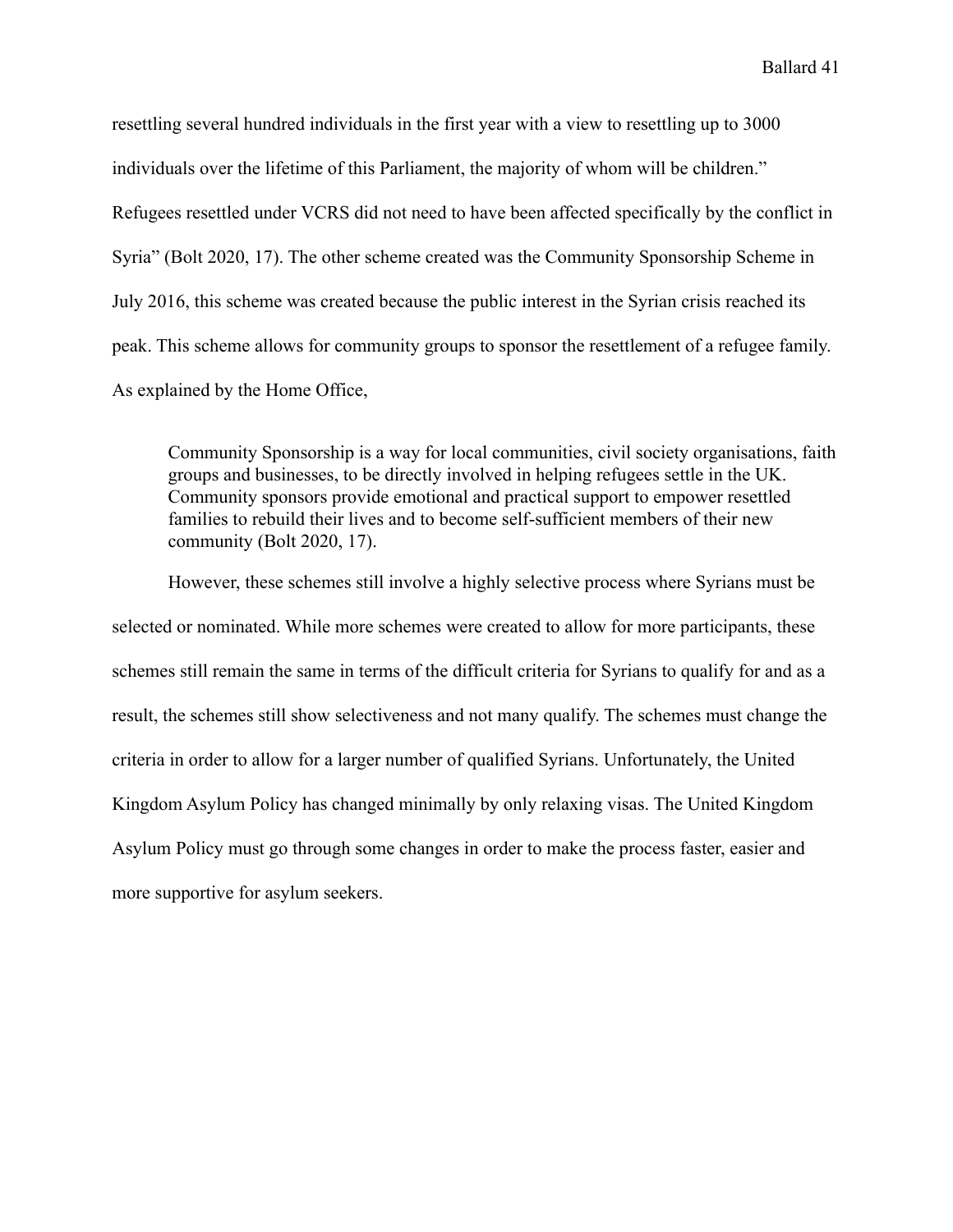resettling several hundred individuals in the first year with a view to resettling up to 3000 individuals over the lifetime of this Parliament, the majority of whom will be children." Refugees resettled under VCRS did not need to have been affected specifically by the conflict in Syria" (Bolt 2020, 17). The other scheme created was the Community Sponsorship Scheme in July 2016, this scheme was created because the public interest in the Syrian crisis reached its peak. This scheme allows for community groups to sponsor the resettlement of a refugee family. As explained by the Home Office,

> Community Sponsorship is a way for local communities, civil society organisations, faith groups and businesses, to be directly involved in helping refugees settle in the UK. Community sponsors provide emotional and practical support to empower resettled families to rebuild their lives and to become self-sufficient members of their new community (Bolt 2020, 17).

However, these schemes still involve a highly selective process where Syrians must be selected or nominated. While more schemes were created to allow for more participants, these schemes still remain the same in terms of the difficult criteria for Syrians to qualify for and as a result, the schemes still show selectiveness and not many qualify. The schemes must change the criteria in order to allow for a larger number of qualified Syrians. Unfortunately, the United Kingdom Asylum Policy has changed minimally by only relaxing visas. The United Kingdom Asylum Policy must go through some changes in order to make the process faster, easier and more supportive for asylum seekers.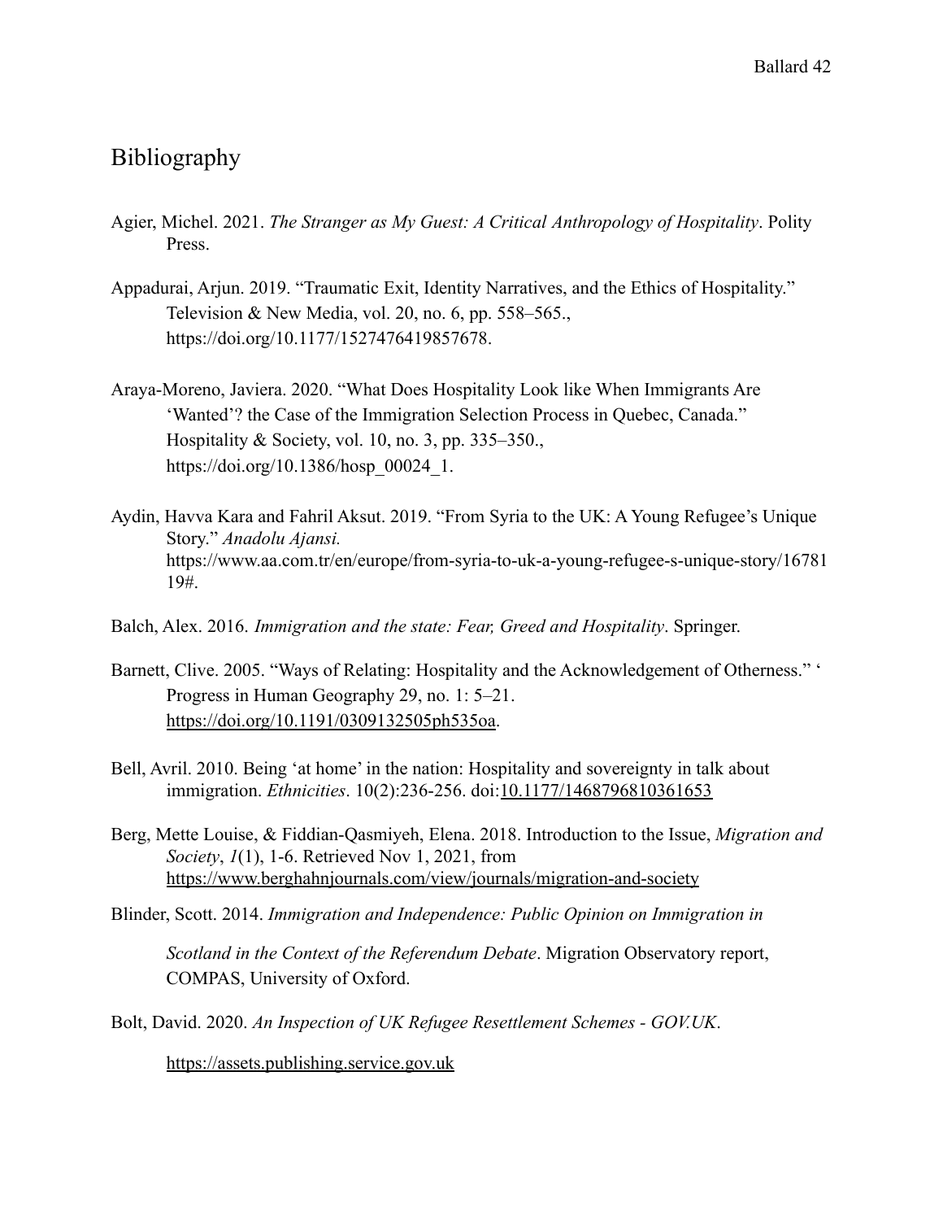## Bibliography

Agier, Michel. 2021. *The Stranger as My Guest: A Critical Anthropology of Hospitality*. Polity Press.

Appadurai, Arjun. 2019. "Traumatic Exit, Identity Narratives, and the Ethics of Hospitality." Television & New Media, vol. 20, no. 6, pp. 558–565., https://doi.org/10.1177/1527476419857678.

Araya-Moreno, Javiera. 2020. "What Does Hospitality Look like When Immigrants Are 'Wanted'? the Case of the Immigration Selection Process in Quebec, Canada." Hospitality & Society, vol. 10, no. 3, pp. 335–350., https://doi.org/10.1386/hosp_00024_1.

Aydin, Havva Kara and Fahril Aksut. 2019. "From Syria to the UK: A Young Refugee's Unique Story." *Anadolu Ajansi.* https://www.aa.com.tr/en/europe/from-syria-to-uk-a-young-refugee-s-unique-story/1678119#.

Balch, Alex. 2016. *Immigration and the state: Fear, Greed and Hospitality*. Springer.

Barnett, Clive. 2005. "Ways of Relating: Hospitality and the Acknowledgement of Otherness." ' Progress in Human Geography 29, no. 1: 5–21. https://doi.org/10.1191/0309132505ph535oa.

Bell, Avril. 2010. Being 'at home' in the nation: Hospitality and sovereignty in talk about immigration. *Ethnicities*. 10(2):236-256. doi:10.1177/1468796810361653

Berg, Mette Louise, & Fiddian-Qasmiyeh, Elena. 2018. Introduction to the Issue, *Migration and Society*, *1*(1), 1-6. Retrieved Nov 1, 2021, from https://www.berghahnjournals.com/view/journals/migration-and-society

Blinder, Scott. 2014. *Immigration and Independence: Public Opinion on Immigration in Scotland in the Context of the Referendum Debate*. Migration Observatory report, COMPAS, University of Oxford.

Bolt, David. 2020. *An Inspection of UK Refugee Resettlement Schemes - GOV.UK*. https://assets.publishing.service.gov.uk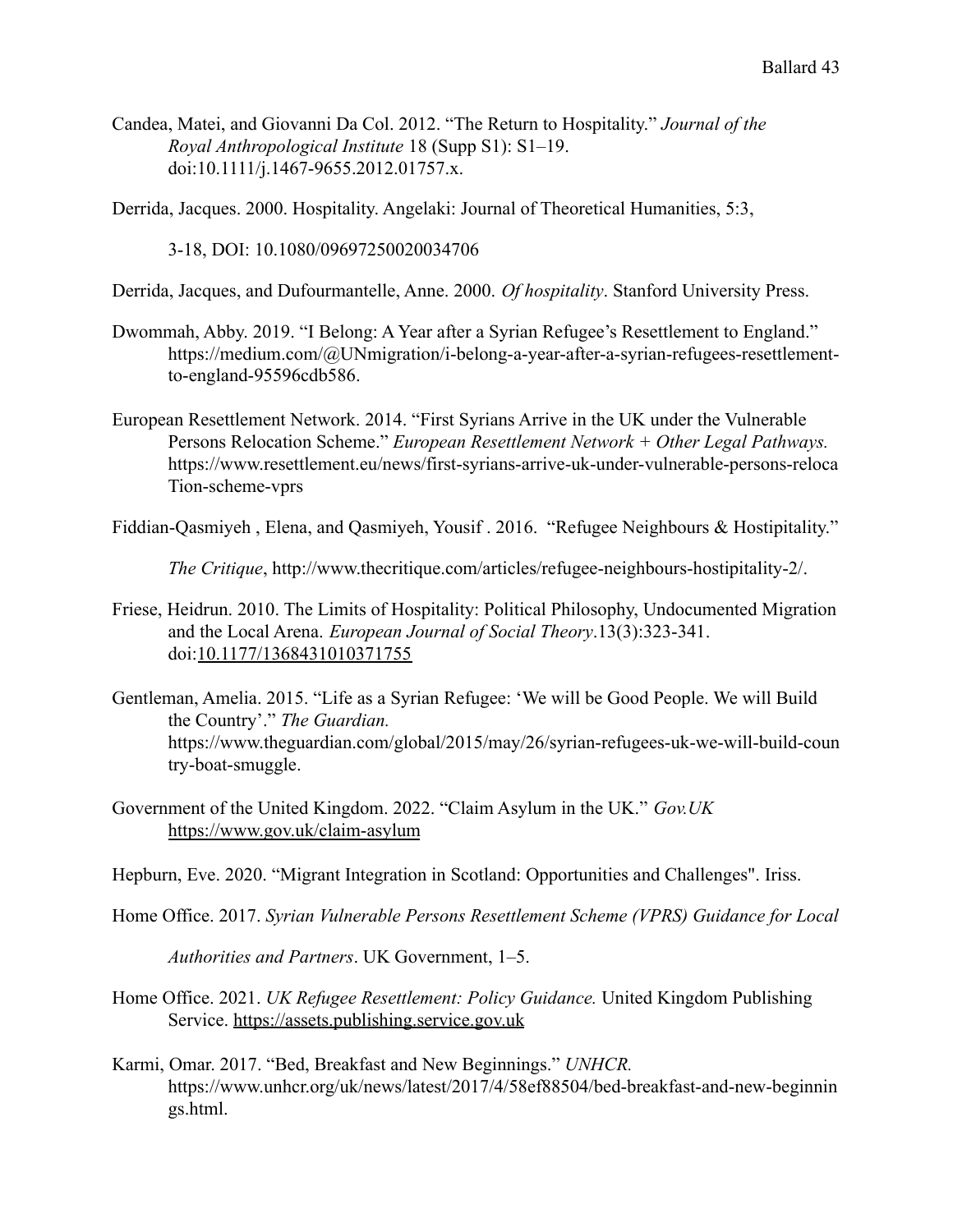Candea, Matei, and Giovanni Da Col. 2012. "The Return to Hospitality." *Journal of the Royal Anthropological Institute* 18 (Supp S1): S1–19. doi:10.1111/j.1467-9655.2012.01757.x.

Derrida, Jacques. 2000. Hospitality. Angelaki: Journal of Theoretical Humanities, 5:3, 3-18, DOI: 10.1080/09697250020034706

Derrida, Jacques, and Dufourmantelle, Anne. 2000. *Of hospitality*. Stanford University Press.

Dwommah, Abby. 2019. "I Belong: A Year after a Syrian Refugee's Resettlement to England." https://medium.com/@UNmigration/i-belong-a-year-after-a-syrian-refugees-resettlement-to-england-95596cdb586.

European Resettlement Network. 2014. "First Syrians Arrive in the UK under the Vulnerable Persons Relocation Scheme." *European Resettlement Network + Other Legal Pathways.* https://www.resettlement.eu/news/first-syrians-arrive-uk-under-vulnerable-persons-reloca Tion-scheme-vprs

Fiddian-Qasmiyeh , Elena, and Qasmiyeh, Yousif . 2016. "Refugee Neighbours & Hostipitality." *The Critique*, http://www.thecritique.com/articles/refugee-neighbours-hostipitality-2/.

Friese, Heidrun. 2010. The Limits of Hospitality: Political Philosophy, Undocumented Migration and the Local Arena. *European Journal of Social Theory*.13(3):323-341. doi:10.1177/1368431010371755

Gentleman, Amelia. 2015. "Life as a Syrian Refugee: 'We will be Good People. We will Build the Country'." *The Guardian.* https://www.theguardian.com/global/2015/may/26/syrian-refugees-uk-we-will-build-country-boat-smuggle.

Government of the United Kingdom. 2022. "Claim Asylum in the UK." *Gov.UK* https://www.gov.uk/claim-asylum

Hepburn, Eve. 2020. "Migrant Integration in Scotland: Opportunities and Challenges". Iriss.

Home Office. 2017. *Syrian Vulnerable Persons Resettlement Scheme (VPRS) Guidance for Local Authorities and Partners*. UK Government, 1–5.

Home Office. 2021. *UK Refugee Resettlement: Policy Guidance.* United Kingdom Publishing Service. https://assets.publishing.service.gov.uk

Karmi, Omar. 2017. "Bed, Breakfast and New Beginnings." *UNHCR.* https://www.unhcr.org/uk/news/latest/2017/4/58ef88504/bed-breakfast-and-new-beginnings.html.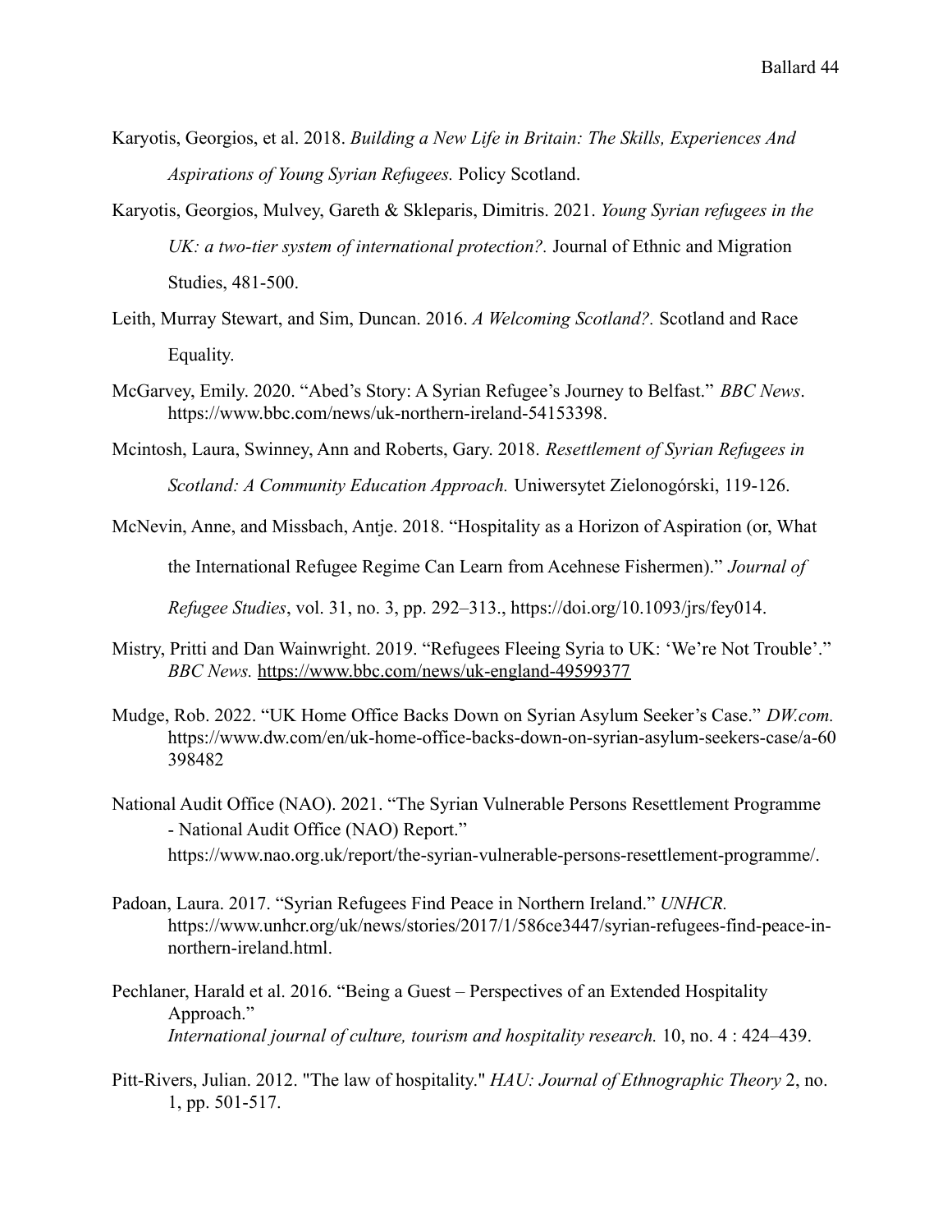Karyotis, Georgios, et al. 2018. *Building a New Life in Britain: The Skills, Experiences And Aspirations of Young Syrian Refugees.* Policy Scotland.

Karyotis, Georgios, Mulvey, Gareth & Skleparis, Dimitris. 2021. *Young Syrian refugees in the UK: a two-tier system of international protection?.* Journal of Ethnic and Migration Studies, 481-500.

Leith, Murray Stewart, and Sim, Duncan. 2016. *A Welcoming Scotland?.* Scotland and Race Equality.

McGarvey, Emily. 2020. "Abed's Story: A Syrian Refugee's Journey to Belfast." *BBC News*. https://www.bbc.com/news/uk-northern-ireland-54153398.

Mcintosh, Laura, Swinney, Ann and Roberts, Gary. 2018. *Resettlement of Syrian Refugees in Scotland: A Community Education Approach.* Uniwersytet Zielonogórski, 119-126.

McNevin, Anne, and Missbach, Antje. 2018. "Hospitality as a Horizon of Aspiration (or, What the International Refugee Regime Can Learn from Acehnese Fishermen)." *Journal of Refugee Studies*, vol. 31, no. 3, pp. 292–313., https://doi.org/10.1093/jrs/fey014.

Mistry, Pritti and Dan Wainwright. 2019. "Refugees Fleeing Syria to UK: 'We're Not Trouble'." *BBC News.* https://www.bbc.com/news/uk-england-49599377

Mudge, Rob. 2022. "UK Home Office Backs Down on Syrian Asylum Seeker's Case." *DW.com.* https://www.dw.com/en/uk-home-office-backs-down-on-syrian-asylum-seekers-case/a-60398482

National Audit Office (NAO). 2021. "The Syrian Vulnerable Persons Resettlement Programme - National Audit Office (NAO) Report." https://www.nao.org.uk/report/the-syrian-vulnerable-persons-resettlement-programme/.

Padoan, Laura. 2017. "Syrian Refugees Find Peace in Northern Ireland." *UNHCR.* https://www.unhcr.org/uk/news/stories/2017/1/586ce3447/syrian-refugees-find-peace-in-northern-ireland.html.

Pechlaner, Harald et al. 2016. "Being a Guest – Perspectives of an Extended Hospitality Approach." *International journal of culture, tourism and hospitality research.* 10, no. 4 : 424–439.

Pitt-Rivers, Julian. 2012. "The law of hospitality." *HAU: Journal of Ethnographic Theory* 2, no. 1, pp. 501-517.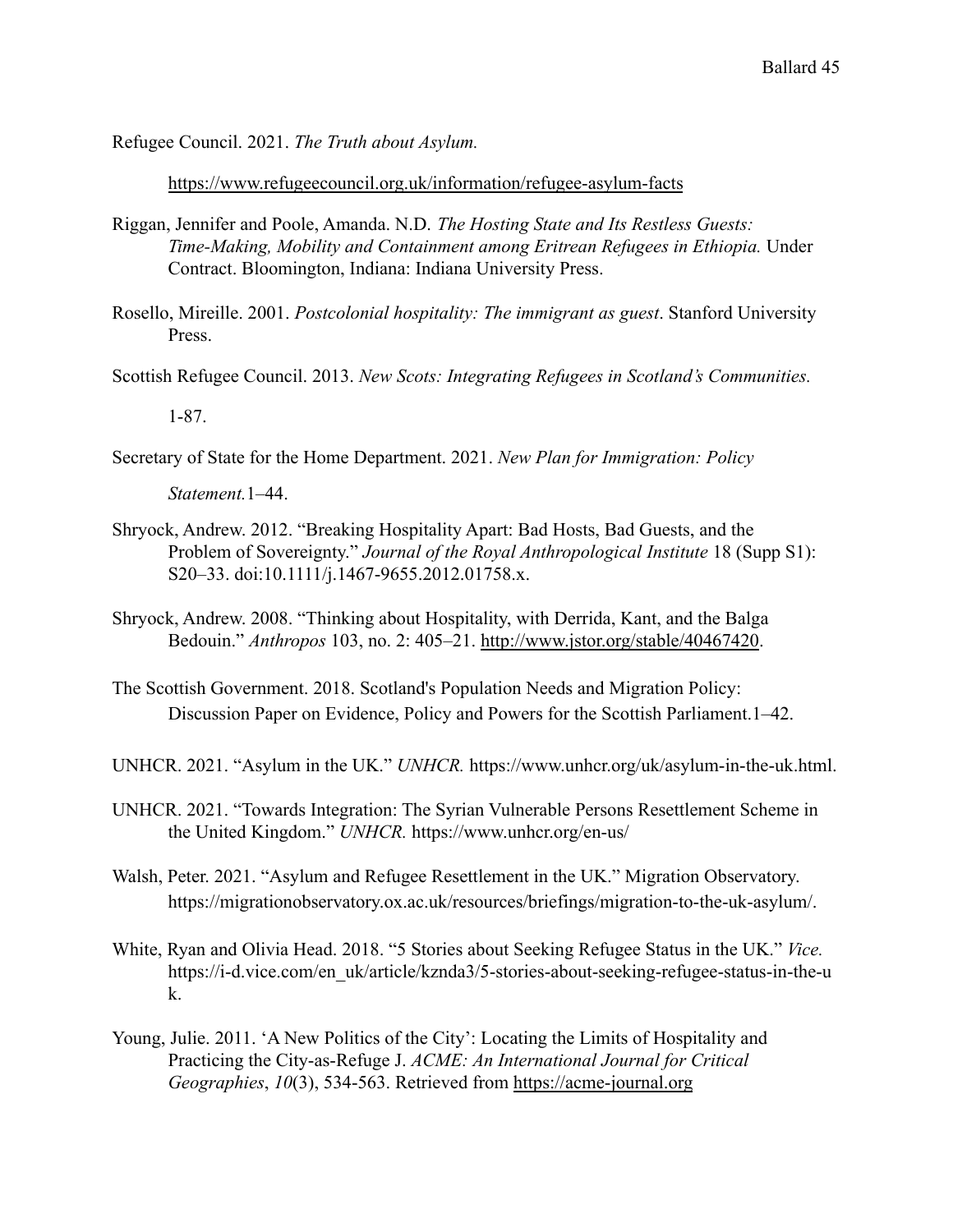Refugee Council. 2021. *The Truth about Asylum.*

https://www.refugeecouncil.org.uk/information/refugee-asylum-facts

Riggan, Jennifer and Poole, Amanda. N.D. *The Hosting State and Its Restless Guests: Time-Making, Mobility and Containment among Eritrean Refugees in Ethiopia.* Under Contract. Bloomington, Indiana: Indiana University Press.

Rosello, Mireille. 2001. *Postcolonial hospitality: The immigrant as guest*. Stanford University Press.

Scottish Refugee Council. 2013. *New Scots: Integrating Refugees in Scotland's Communities.*

1-87.

Secretary of State for the Home Department. 2021. *New Plan for Immigration: Policy*

*Statement.*1–44.

Shryock, Andrew. 2012. "Breaking Hospitality Apart: Bad Hosts, Bad Guests, and the Problem of Sovereignty." *Journal of the Royal Anthropological Institute* 18 (Supp S1): S20–33. doi:10.1111/j.1467-9655.2012.01758.x.

Shryock, Andrew. 2008. "Thinking about Hospitality, with Derrida, Kant, and the Balga Bedouin." *Anthropos* 103, no. 2: 405–21. http://www.jstor.org/stable/40467420.

The Scottish Government. 2018. Scotland's Population Needs and Migration Policy: Discussion Paper on Evidence, Policy and Powers for the Scottish Parliament.1–42.

UNHCR. 2021. "Asylum in the UK." *UNHCR.* https://www.unhcr.org/uk/asylum-in-the-uk.html.

UNHCR. 2021. "Towards Integration: The Syrian Vulnerable Persons Resettlement Scheme in the United Kingdom." *UNHCR.* https://www.unhcr.org/en-us/

Walsh, Peter. 2021. "Asylum and Refugee Resettlement in the UK." Migration Observatory. https://migrationobservatory.ox.ac.uk/resources/briefings/migration-to-the-uk-asylum/.

White, Ryan and Olivia Head. 2018. "5 Stories about Seeking Refugee Status in the UK." *Vice.* https://i-d.vice.com/en_uk/article/kznda3/5-stories-about-seeking-refugee-status-in-the-uk.

Young, Julie. 2011. 'A New Politics of the City': Locating the Limits of Hospitality and Practicing the City-as-Refuge J. *ACME: An International Journal for Critical Geographies*, *10*(3), 534-563. Retrieved from https://acme-journal.org